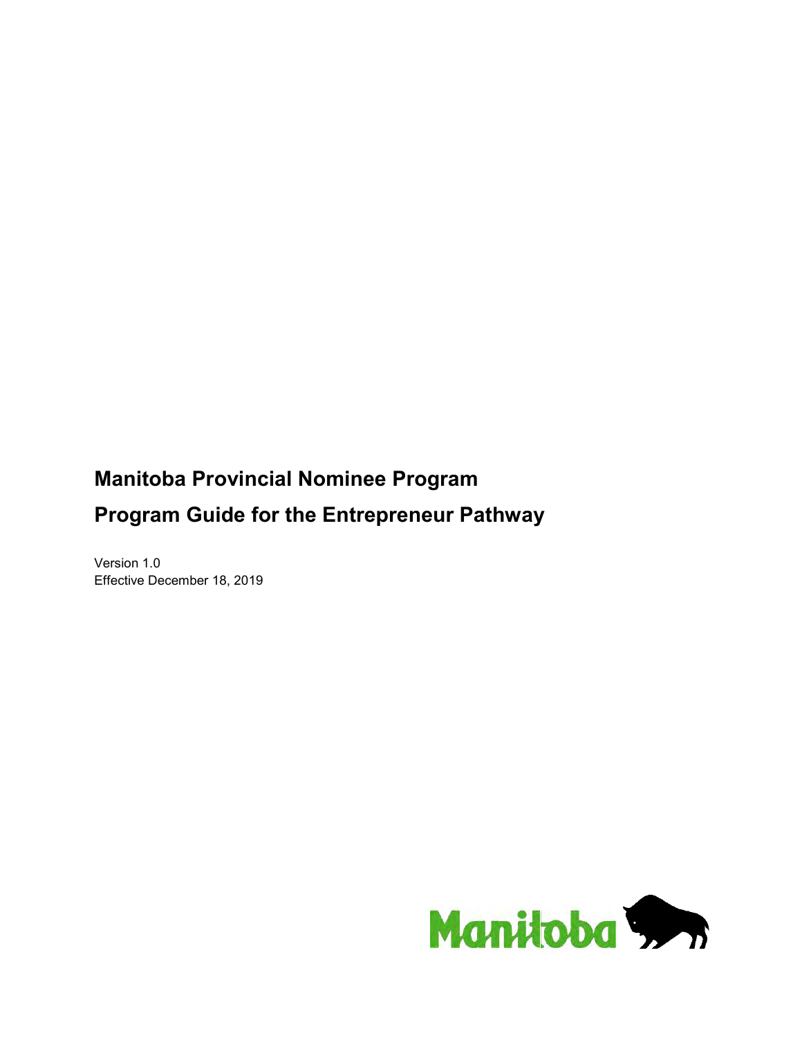# Manitoba Provincial Nominee Program

# Program Guide for the Entrepreneur Pathway

Version 1.0

Effective December 18, 2019

Manitoba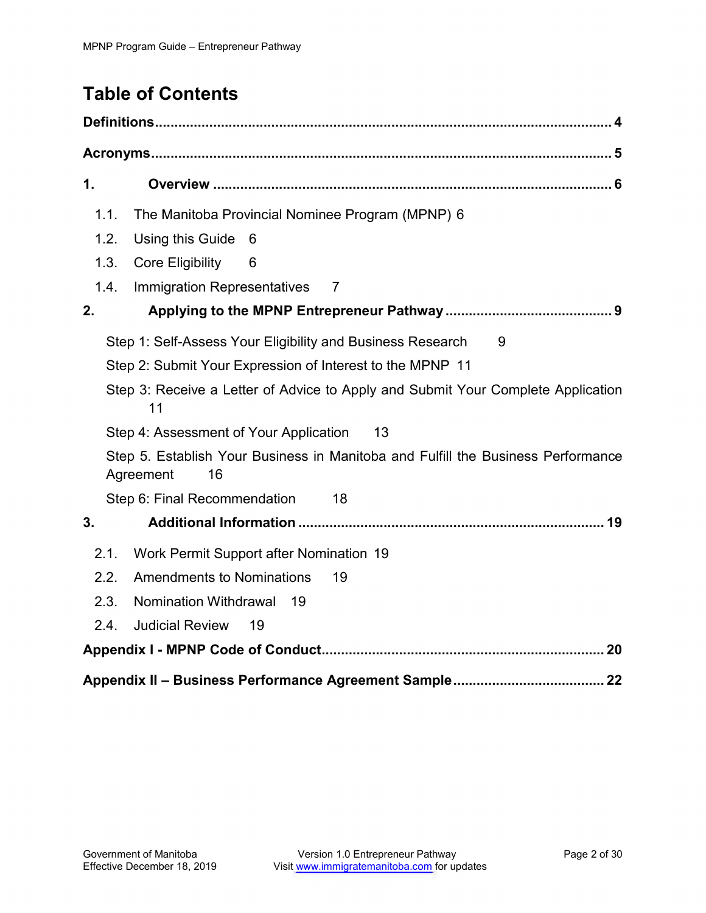# Table of Contents

**Definitions** .......... **4**

**Acronyms** .......... **5**

**1. Overview** .......... **6**

- 1.1. The Manitoba Provincial Nominee Program (MPNP) 6
- 1.2. Using this Guide 6
- 1.3. Core Eligibility 6
- 1.4. Immigration Representatives 7

**2. Applying to the MPNP Entrepreneur Pathway** .......... **9**

- Step 1: Self-Assess Your Eligibility and Business Research 9
- Step 2: Submit Your Expression of Interest to the MPNP 11
- Step 3: Receive a Letter of Advice to Apply and Submit Your Complete Application 11
- Step 4: Assessment of Your Application 13
- Step 5. Establish Your Business in Manitoba and Fulfill the Business Performance Agreement 16
- Step 6: Final Recommendation 18

**3. Additional Information** .......... **19**

- 2.1. Work Permit Support after Nomination 19
- 2.2. Amendments to Nominations 19
- 2.3. Nomination Withdrawal 19
- 2.4. Judicial Review 19

**Appendix I - MPNP Code of Conduct** .......... **20**

**Appendix II – Business Performance Agreement Sample** .......... **22**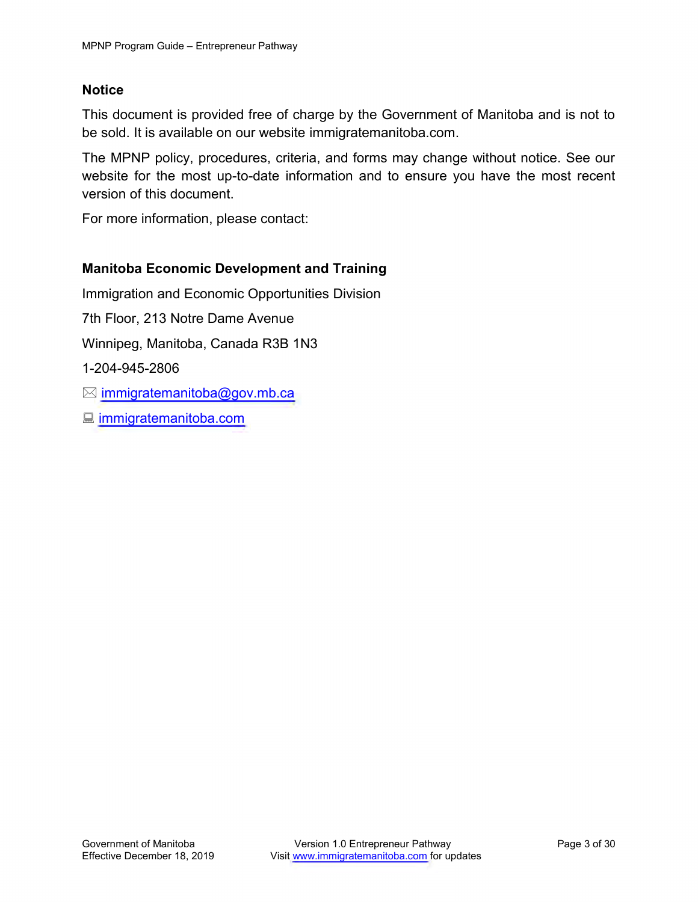## Notice

This document is provided free of charge by the Government of Manitoba and is not to be sold. It is available on our website immigratemanitoba.com.

The MPNP policy, procedures, criteria, and forms may change without notice. See our website for the most up-to-date information and to ensure you have the most recent version of this document.

For more information, please contact:

**Manitoba Economic Development and Training**

Immigration and Economic Opportunities Division

7th Floor, 213 Notre Dame Avenue

Winnipeg, Manitoba, Canada R3B 1N3

1-204-945-2806

✉ immigratemanitoba@gov.mb.ca

💻 immigratemanitoba.com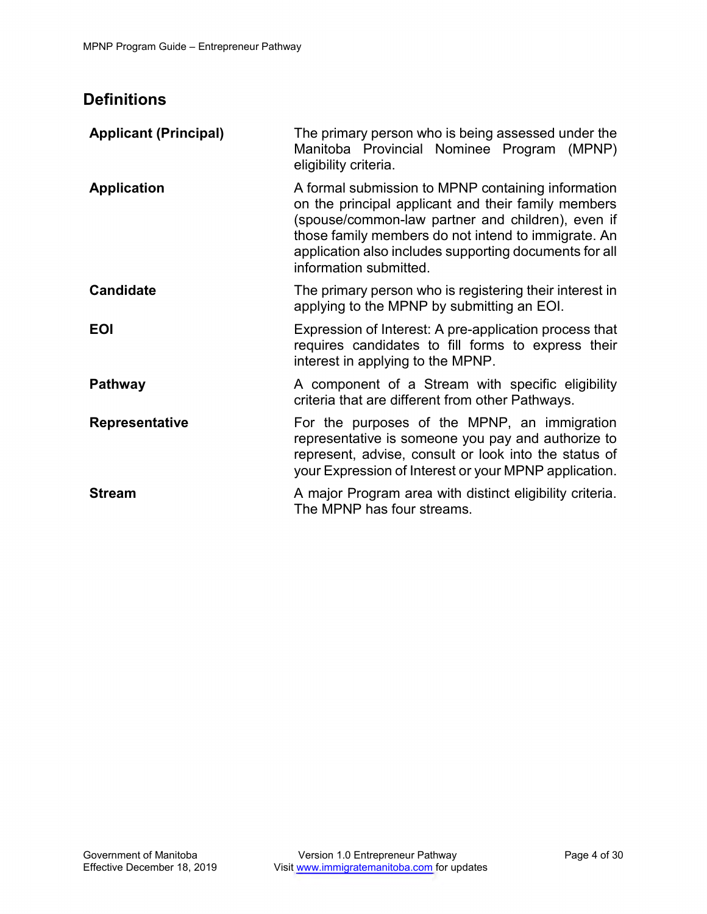## Definitions

| | |
|---|---|
| **Applicant (Principal)** | The primary person who is being assessed under the Manitoba Provincial Nominee Program (MPNP) eligibility criteria. |
| **Application** | A formal submission to MPNP containing information on the principal applicant and their family members (spouse/common-law partner and children), even if those family members do not intend to immigrate. An application also includes supporting documents for all information submitted. |
| **Candidate** | The primary person who is registering their interest in applying to the MPNP by submitting an EOI. |
| **EOI** | Expression of Interest: A pre-application process that requires candidates to fill forms to express their interest in applying to the MPNP. |
| **Pathway** | A component of a Stream with specific eligibility criteria that are different from other Pathways. |
| **Representative** | For the purposes of the MPNP, an immigration representative is someone you pay and authorize to represent, advise, consult or look into the status of your Expression of Interest or your MPNP application. |
| **Stream** | A major Program area with distinct eligibility criteria. The MPNP has four streams. |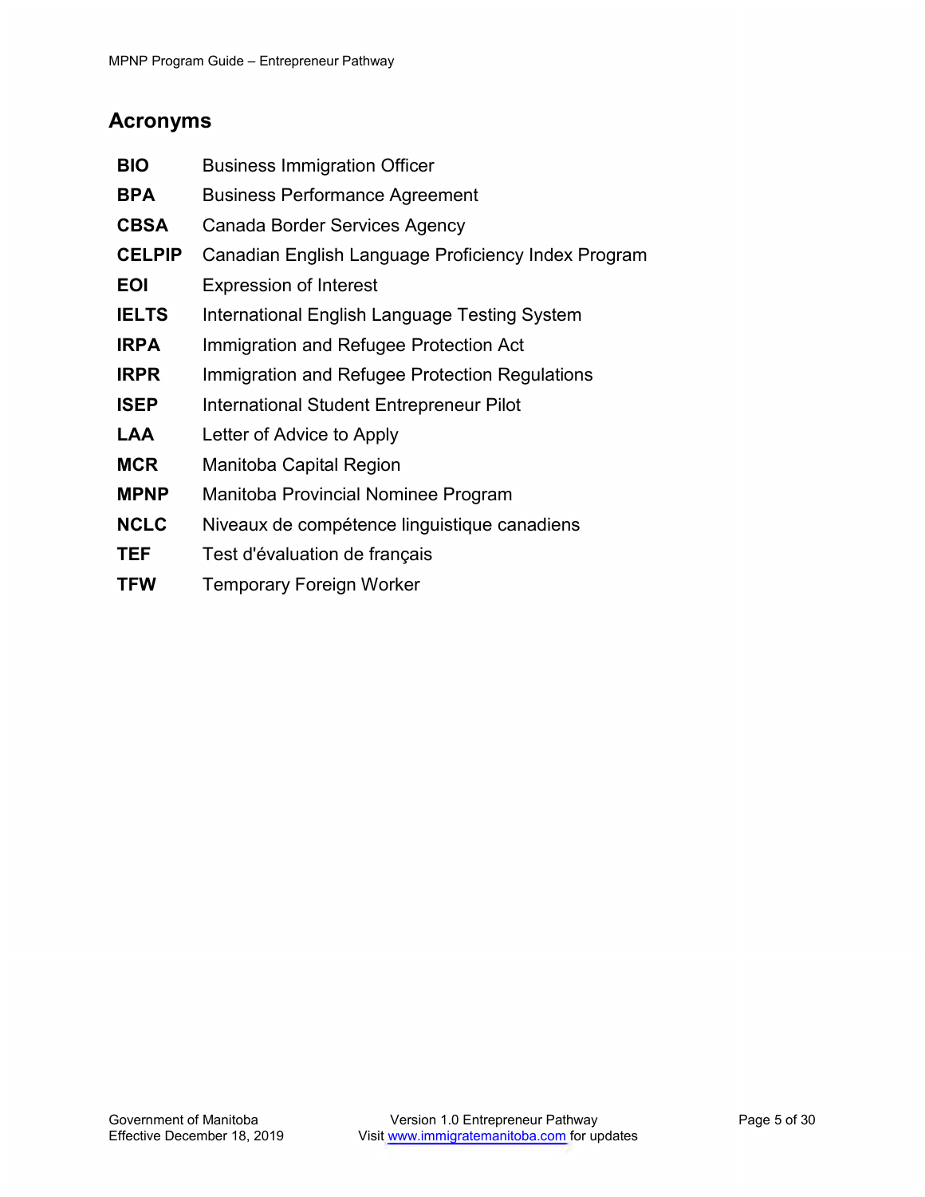## Acronyms

| | |
|---|---|
| **BIO** | Business Immigration Officer |
| **BPA** | Business Performance Agreement |
| **CBSA** | Canada Border Services Agency |
| **CELPIP** | Canadian English Language Proficiency Index Program |
| **EOI** | Expression of Interest |
| **IELTS** | International English Language Testing System |
| **IRPA** | Immigration and Refugee Protection Act |
| **IRPR** | Immigration and Refugee Protection Regulations |
| **ISEP** | International Student Entrepreneur Pilot |
| **LAA** | Letter of Advice to Apply |
| **MCR** | Manitoba Capital Region |
| **MPNP** | Manitoba Provincial Nominee Program |
| **NCLC** | Niveaux de compétence linguistique canadiens |
| **TEF** | Test d'évaluation de français |
| **TFW** | Temporary Foreign Worker |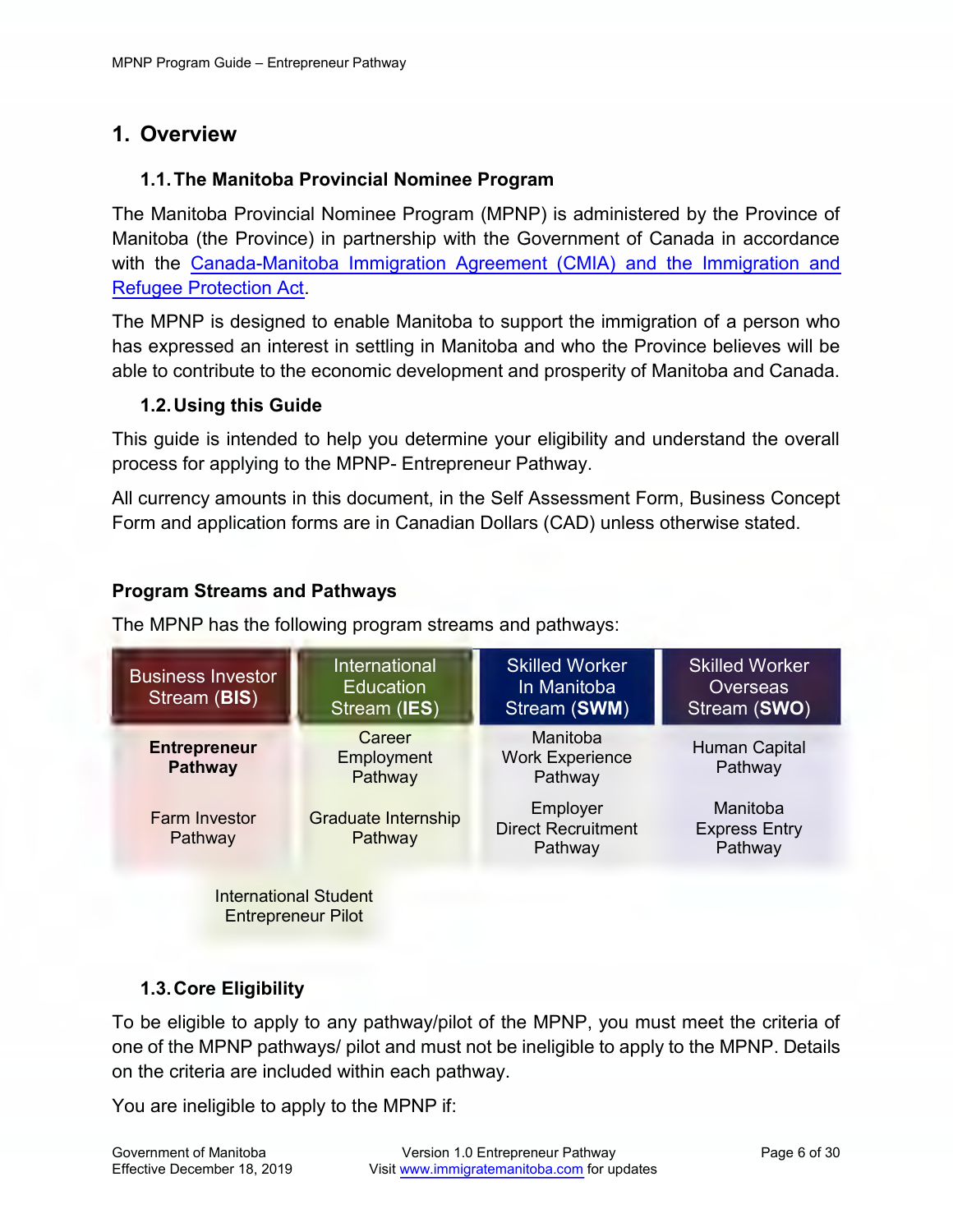# 1. Overview

## 1.1. The Manitoba Provincial Nominee Program

The Manitoba Provincial Nominee Program (MPNP) is administered by the Province of Manitoba (the Province) in partnership with the Government of Canada in accordance with the Canada-Manitoba Immigration Agreement (CMIA) and the Immigration and Refugee Protection Act.

The MPNP is designed to enable Manitoba to support the immigration of a person who has expressed an interest in settling in Manitoba and who the Province believes will be able to contribute to the economic development and prosperity of Manitoba and Canada.

## 1.2. Using this Guide

This guide is intended to help you determine your eligibility and understand the overall process for applying to the MPNP- Entrepreneur Pathway.

All currency amounts in this document, in the Self Assessment Form, Business Concept Form and application forms are in Canadian Dollars (CAD) unless otherwise stated.

### Program Streams and Pathways

The MPNP has the following program streams and pathways:

| Business Investor Stream (**BIS**) | International Education Stream (**IES**) | Skilled Worker In Manitoba Stream (**SWM**) | Skilled Worker Overseas Stream (**SWO**) |
|---|---|---|---|
| **Entrepreneur Pathway** | Career Employment Pathway | Manitoba Work Experience Pathway | Human Capital Pathway |
| Farm Investor Pathway | Graduate Internship Pathway | Employer Direct Recruitment Pathway | Manitoba Express Entry Pathway |
| International Student Entrepreneur Pilot | | | |

## 1.3. Core Eligibility

To be eligible to apply to any pathway/pilot of the MPNP, you must meet the criteria of one of the MPNP pathways/ pilot and must not be ineligible to apply to the MPNP. Details on the criteria are included within each pathway.

You are ineligible to apply to the MPNP if: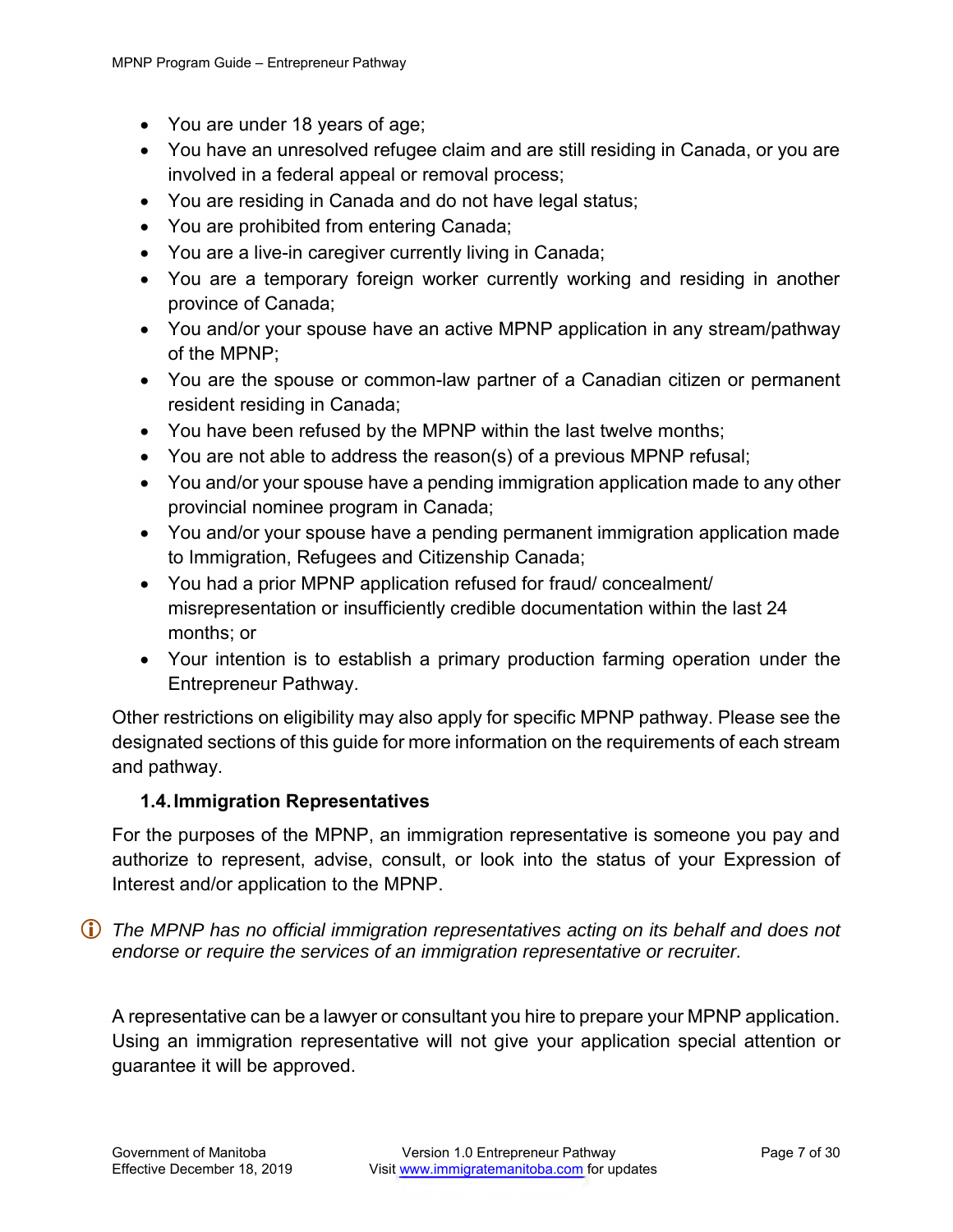- You are under 18 years of age;
- You have an unresolved refugee claim and are still residing in Canada, or you are involved in a federal appeal or removal process;
- You are residing in Canada and do not have legal status;
- You are prohibited from entering Canada;
- You are a live-in caregiver currently living in Canada;
- You are a temporary foreign worker currently working and residing in another province of Canada;
- You and/or your spouse have an active MPNP application in any stream/pathway of the MPNP;
- You are the spouse or common-law partner of a Canadian citizen or permanent resident residing in Canada;
- You have been refused by the MPNP within the last twelve months;
- You are not able to address the reason(s) of a previous MPNP refusal;
- You and/or your spouse have a pending immigration application made to any other provincial nominee program in Canada;
- You and/or your spouse have a pending permanent immigration application made to Immigration, Refugees and Citizenship Canada;
- You had a prior MPNP application refused for fraud/ concealment/ misrepresentation or insufficiently credible documentation within the last 24 months; or
- Your intention is to establish a primary production farming operation under the Entrepreneur Pathway.

Other restrictions on eligibility may also apply for specific MPNP pathway. Please see the designated sections of this guide for more information on the requirements of each stream and pathway.

### 1.4. Immigration Representatives

For the purposes of the MPNP, an immigration representative is someone you pay and authorize to represent, advise, consult, or look into the status of your Expression of Interest and/or application to the MPNP.

ⓘ *The MPNP has no official immigration representatives acting on its behalf and does not endorse or require the services of an immigration representative or recruiter.*

A representative can be a lawyer or consultant you hire to prepare your MPNP application. Using an immigration representative will not give your application special attention or guarantee it will be approved.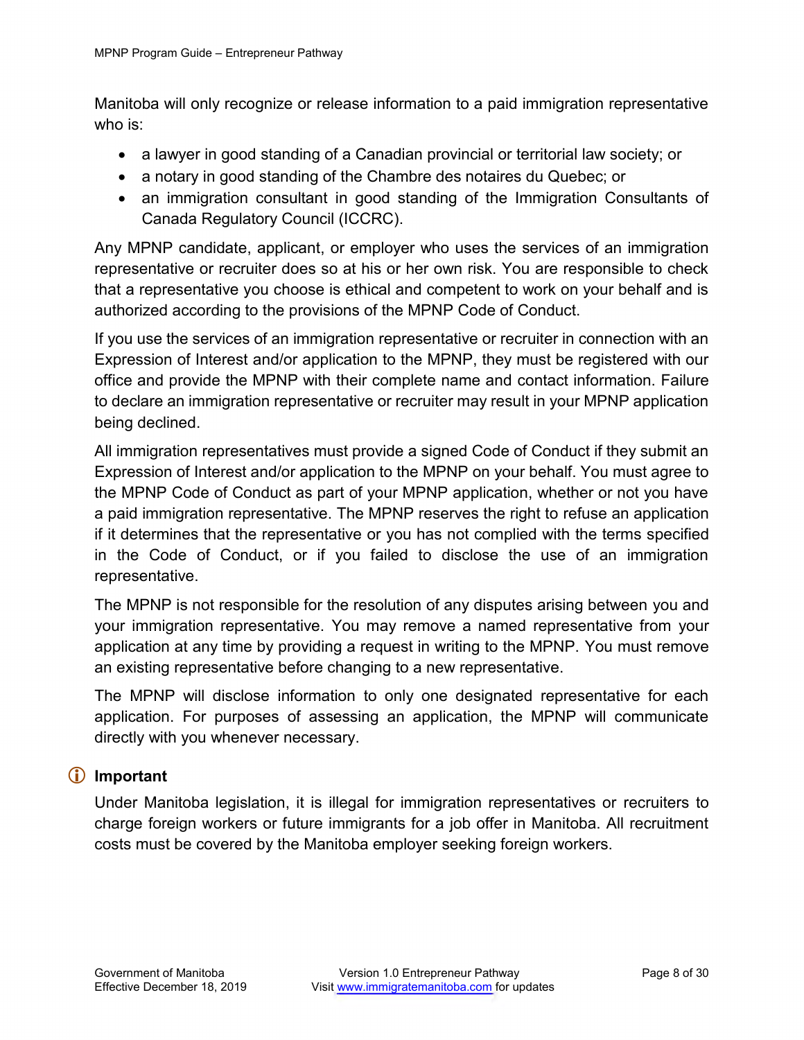Manitoba will only recognize or release information to a paid immigration representative who is:

- a lawyer in good standing of a Canadian provincial or territorial law society; or
- a notary in good standing of the Chambre des notaires du Quebec; or
- an immigration consultant in good standing of the Immigration Consultants of Canada Regulatory Council (ICCRC).

Any MPNP candidate, applicant, or employer who uses the services of an immigration representative or recruiter does so at his or her own risk. You are responsible to check that a representative you choose is ethical and competent to work on your behalf and is authorized according to the provisions of the MPNP Code of Conduct.

If you use the services of an immigration representative or recruiter in connection with an Expression of Interest and/or application to the MPNP, they must be registered with our office and provide the MPNP with their complete name and contact information. Failure to declare an immigration representative or recruiter may result in your MPNP application being declined.

All immigration representatives must provide a signed Code of Conduct if they submit an Expression of Interest and/or application to the MPNP on your behalf. You must agree to the MPNP Code of Conduct as part of your MPNP application, whether or not you have a paid immigration representative. The MPNP reserves the right to refuse an application if it determines that the representative or you has not complied with the terms specified in the Code of Conduct, or if you failed to disclose the use of an immigration representative.

The MPNP is not responsible for the resolution of any disputes arising between you and your immigration representative. You may remove a named representative from your application at any time by providing a request in writing to the MPNP. You must remove an existing representative before changing to a new representative.

The MPNP will disclose information to only one designated representative for each application. For purposes of assessing an application, the MPNP will communicate directly with you whenever necessary.

### ⓘ Important

Under Manitoba legislation, it is illegal for immigration representatives or recruiters to charge foreign workers or future immigrants for a job offer in Manitoba. All recruitment costs must be covered by the Manitoba employer seeking foreign workers.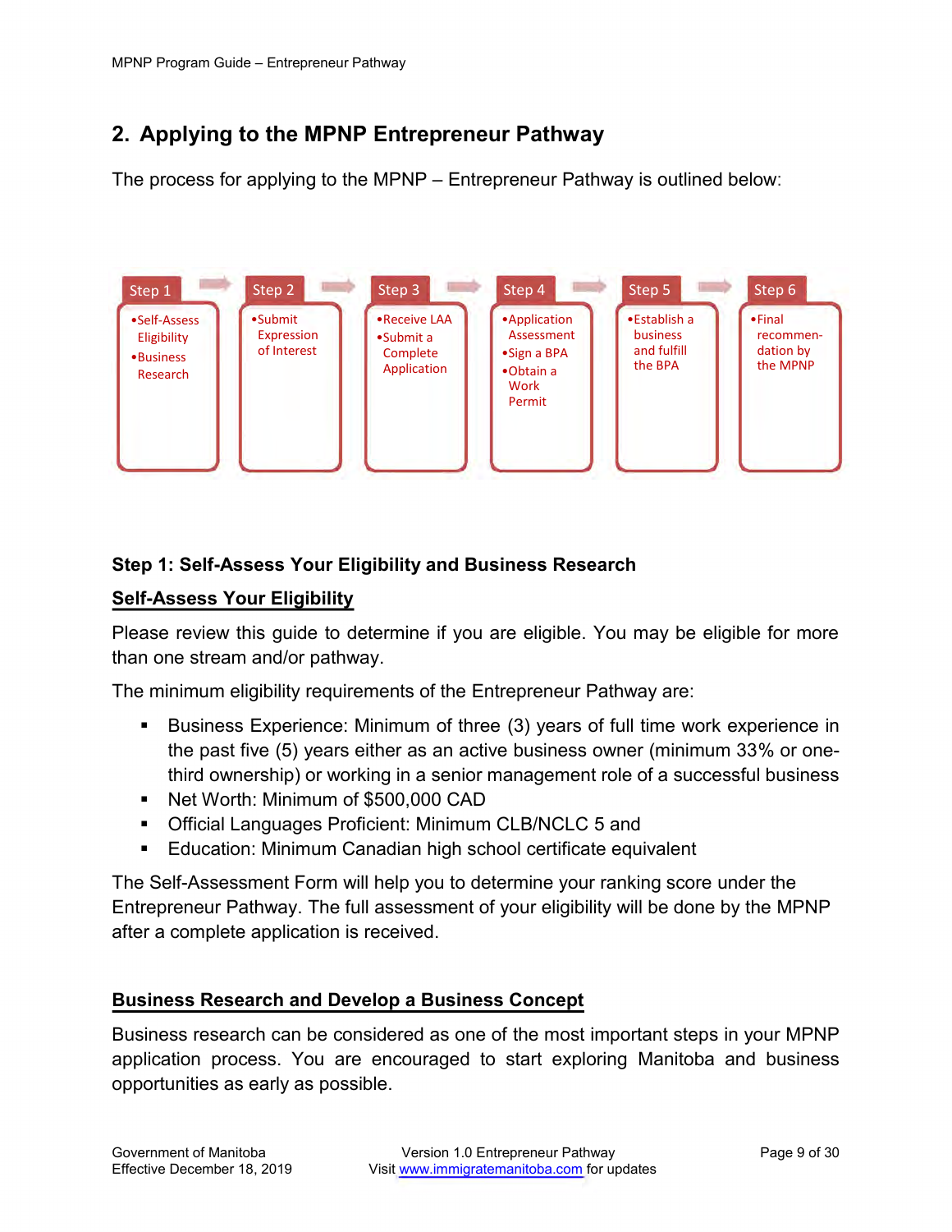## 2. Applying to the MPNP Entrepreneur Pathway

The process for applying to the MPNP – Entrepreneur Pathway is outlined below:

| Step 1 | Step 2 | Step 3 | Step 4 | Step 5 | Step 6 |
|---|---|---|---|---|---|
| • Self-Assess Eligibility<br>• Business Research | • Submit Expression of Interest | • Receive LAA<br>• Submit a Complete Application | • Application Assessment<br>• Sign a BPA<br>• Obtain a Work Permit | • Establish a business and fulfill the BPA | • Final recommendation by the MPNP |

### Step 1: Self-Assess Your Eligibility and Business Research

#### Self-Assess Your Eligibility

Please review this guide to determine if you are eligible. You may be eligible for more than one stream and/or pathway.

The minimum eligibility requirements of the Entrepreneur Pathway are:

- Business Experience: Minimum of three (3) years of full time work experience in the past five (5) years either as an active business owner (minimum 33% or one-third ownership) or working in a senior management role of a successful business
- Net Worth: Minimum of $500,000 CAD
- Official Languages Proficient: Minimum CLB/NCLC 5 and
- Education: Minimum Canadian high school certificate equivalent

The Self-Assessment Form will help you to determine your ranking score under the Entrepreneur Pathway. The full assessment of your eligibility will be done by the MPNP after a complete application is received.

#### Business Research and Develop a Business Concept

Business research can be considered as one of the most important steps in your MPNP application process. You are encouraged to start exploring Manitoba and business opportunities as early as possible.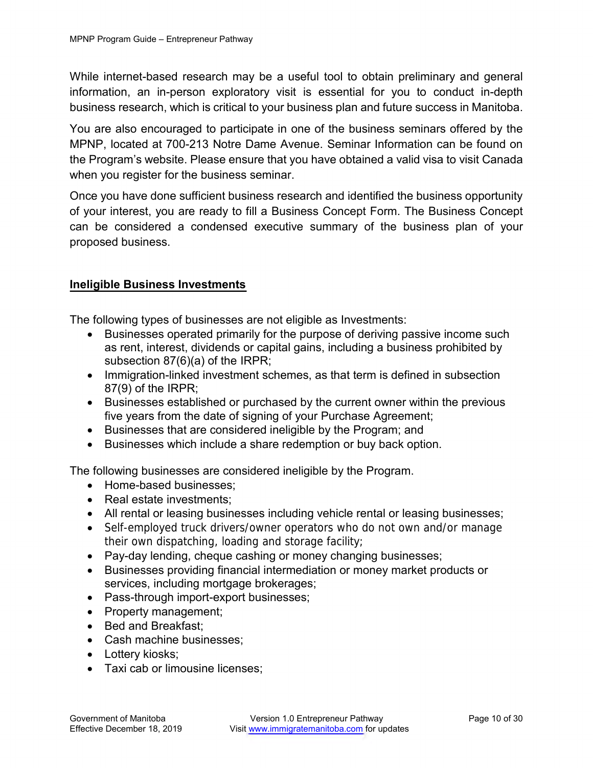While internet-based research may be a useful tool to obtain preliminary and general information, an in-person exploratory visit is essential for you to conduct in-depth business research, which is critical to your business plan and future success in Manitoba.

You are also encouraged to participate in one of the business seminars offered by the MPNP, located at 700-213 Notre Dame Avenue. Seminar Information can be found on the Program's website. Please ensure that you have obtained a valid visa to visit Canada when you register for the business seminar.

Once you have done sufficient business research and identified the business opportunity of your interest, you are ready to fill a Business Concept Form. The Business Concept can be considered a condensed executive summary of the business plan of your proposed business.

## Ineligible Business Investments

The following types of businesses are not eligible as Investments:

- Businesses operated primarily for the purpose of deriving passive income such as rent, interest, dividends or capital gains, including a business prohibited by subsection 87(6)(a) of the IRPR;
- Immigration-linked investment schemes, as that term is defined in subsection 87(9) of the IRPR;
- Businesses established or purchased by the current owner within the previous five years from the date of signing of your Purchase Agreement;
- Businesses that are considered ineligible by the Program; and
- Businesses which include a share redemption or buy back option.

The following businesses are considered ineligible by the Program.

- Home-based businesses;
- Real estate investments;
- All rental or leasing businesses including vehicle rental or leasing businesses;
- Self-employed truck drivers/owner operators who do not own and/or manage their own dispatching, loading and storage facility;
- Pay-day lending, cheque cashing or money changing businesses;
- Businesses providing financial intermediation or money market products or services, including mortgage brokerages;
- Pass-through import-export businesses;
- Property management;
- Bed and Breakfast;
- Cash machine businesses;
- Lottery kiosks;
- Taxi cab or limousine licenses;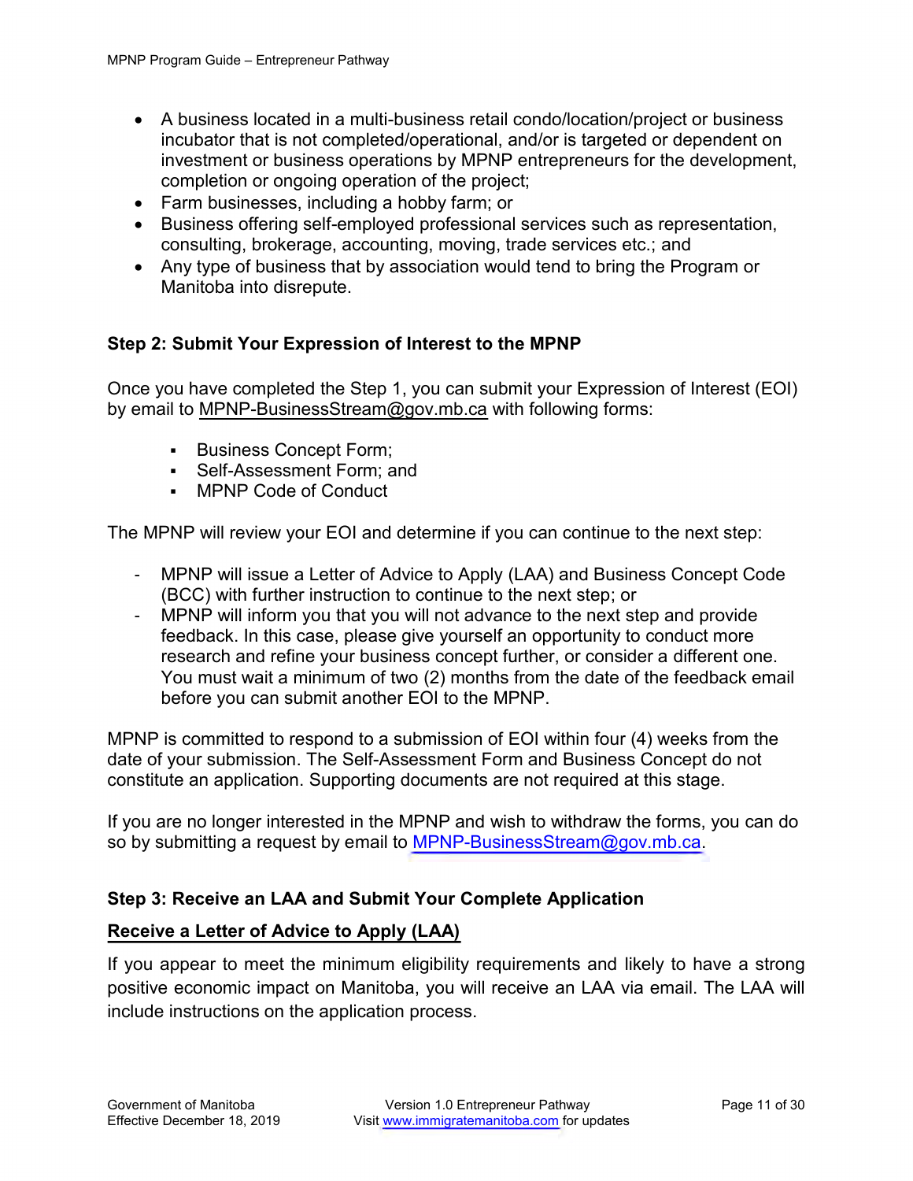- A business located in a multi-business retail condo/location/project or business incubator that is not completed/operational, and/or is targeted or dependent on investment or business operations by MPNP entrepreneurs for the development, completion or ongoing operation of the project;
- Farm businesses, including a hobby farm; or
- Business offering self-employed professional services such as representation, consulting, brokerage, accounting, moving, trade services etc.; and
- Any type of business that by association would tend to bring the Program or Manitoba into disrepute.

### Step 2: Submit Your Expression of Interest to the MPNP

Once you have completed the Step 1, you can submit your Expression of Interest (EOI) by email to MPNP-BusinessStream@gov.mb.ca with following forms:

- Business Concept Form;
- Self-Assessment Form; and
- MPNP Code of Conduct

The MPNP will review your EOI and determine if you can continue to the next step:

- MPNP will issue a Letter of Advice to Apply (LAA) and Business Concept Code (BCC) with further instruction to continue to the next step; or
- MPNP will inform you that you will not advance to the next step and provide feedback. In this case, please give yourself an opportunity to conduct more research and refine your business concept further, or consider a different one. You must wait a minimum of two (2) months from the date of the feedback email before you can submit another EOI to the MPNP.

MPNP is committed to respond to a submission of EOI within four (4) weeks from the date of your submission. The Self-Assessment Form and Business Concept do not constitute an application. Supporting documents are not required at this stage.

If you are no longer interested in the MPNP and wish to withdraw the forms, you can do so by submitting a request by email to MPNP-BusinessStream@gov.mb.ca.

### Step 3: Receive an LAA and Submit Your Complete Application

#### Receive a Letter of Advice to Apply (LAA)

If you appear to meet the minimum eligibility requirements and likely to have a strong positive economic impact on Manitoba, you will receive an LAA via email. The LAA will include instructions on the application process.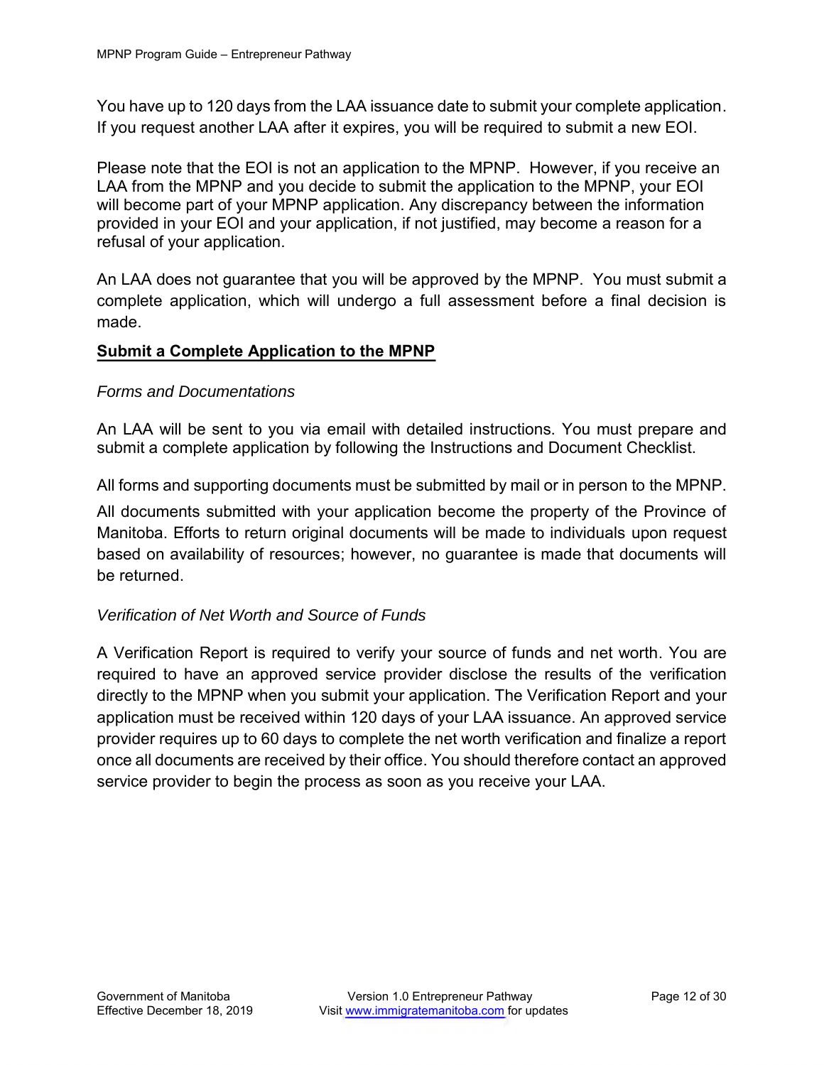You have up to 120 days from the LAA issuance date to submit your complete application. If you request another LAA after it expires, you will be required to submit a new EOI.

Please note that the EOI is not an application to the MPNP. However, if you receive an LAA from the MPNP and you decide to submit the application to the MPNP, your EOI will become part of your MPNP application. Any discrepancy between the information provided in your EOI and your application, if not justified, may become a reason for a refusal of your application.

An LAA does not guarantee that you will be approved by the MPNP. You must submit a complete application, which will undergo a full assessment before a final decision is made.

## Submit a Complete Application to the MPNP

### *Forms and Documentations*

An LAA will be sent to you via email with detailed instructions. You must prepare and submit a complete application by following the Instructions and Document Checklist.

All forms and supporting documents must be submitted by mail or in person to the MPNP.

All documents submitted with your application become the property of the Province of Manitoba. Efforts to return original documents will be made to individuals upon request based on availability of resources; however, no guarantee is made that documents will be returned.

### *Verification of Net Worth and Source of Funds*

A Verification Report is required to verify your source of funds and net worth. You are required to have an approved service provider disclose the results of the verification directly to the MPNP when you submit your application. The Verification Report and your application must be received within 120 days of your LAA issuance. An approved service provider requires up to 60 days to complete the net worth verification and finalize a report once all documents are received by their office. You should therefore contact an approved service provider to begin the process as soon as you receive your LAA.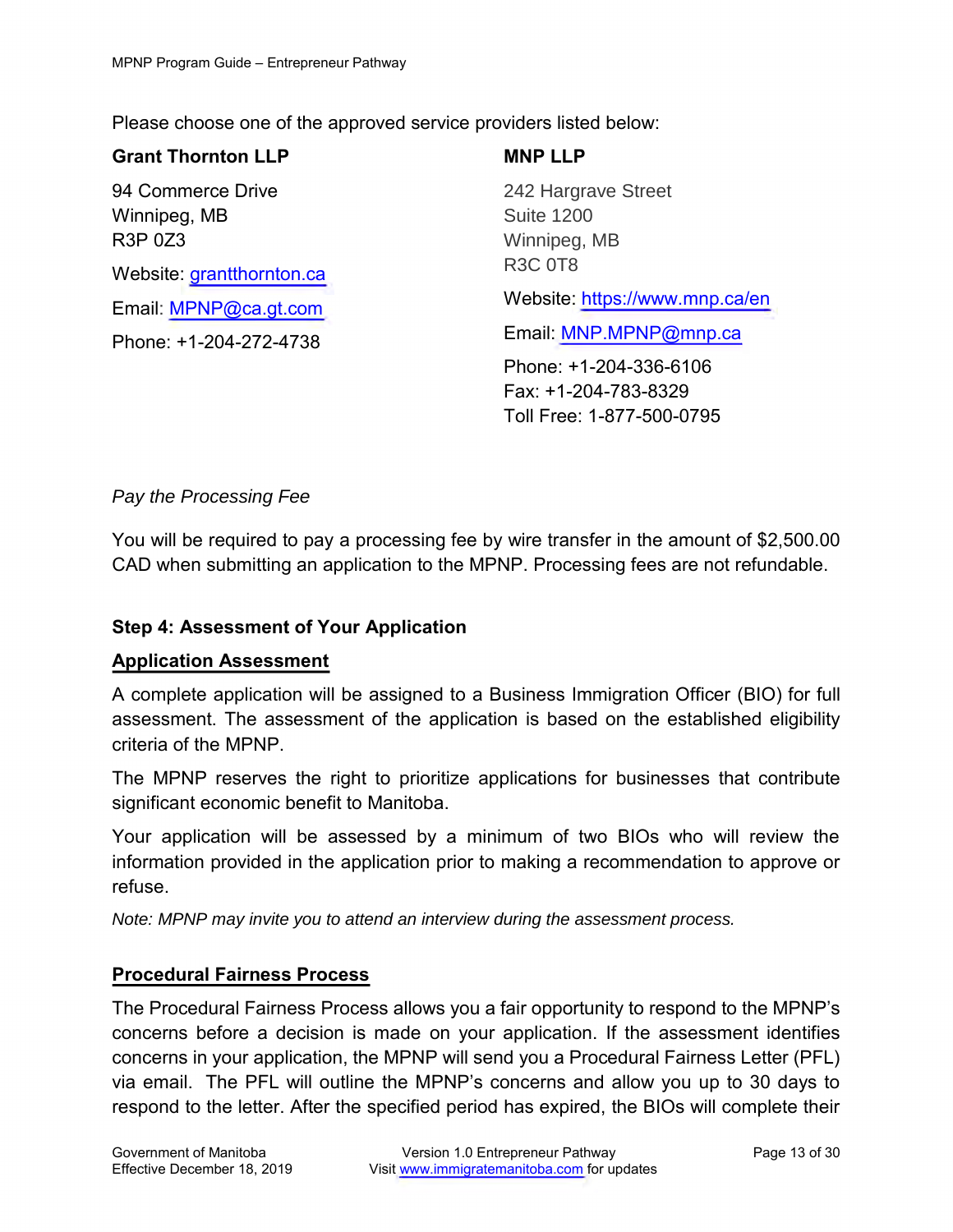Please choose one of the approved service providers listed below:

**Grant Thornton LLP**

94 Commerce Drive
Winnipeg, MB
R3P 0Z3

Website: grantthornton.ca

Email: MPNP@ca.gt.com

Phone: +1-204-272-4738

**MNP LLP**

242 Hargrave Street
Suite 1200
Winnipeg, MB
R3C 0T8

Website: https://www.mnp.ca/en

Email: MNP.MPNP@mnp.ca

Phone: +1-204-336-6106
Fax: +1-204-783-8329
Toll Free: 1-877-500-0795

*Pay the Processing Fee*

You will be required to pay a processing fee by wire transfer in the amount of $2,500.00 CAD when submitting an application to the MPNP. Processing fees are not refundable.

### Step 4: Assessment of Your Application

**Application Assessment**

A complete application will be assigned to a Business Immigration Officer (BIO) for full assessment. The assessment of the application is based on the established eligibility criteria of the MPNP.

The MPNP reserves the right to prioritize applications for businesses that contribute significant economic benefit to Manitoba.

Your application will be assessed by a minimum of two BIOs who will review the information provided in the application prior to making a recommendation to approve or refuse.

*Note: MPNP may invite you to attend an interview during the assessment process.*

**Procedural Fairness Process**

The Procedural Fairness Process allows you a fair opportunity to respond to the MPNP's concerns before a decision is made on your application. If the assessment identifies concerns in your application, the MPNP will send you a Procedural Fairness Letter (PFL) via email. The PFL will outline the MPNP's concerns and allow you up to 30 days to respond to the letter. After the specified period has expired, the BIOs will complete their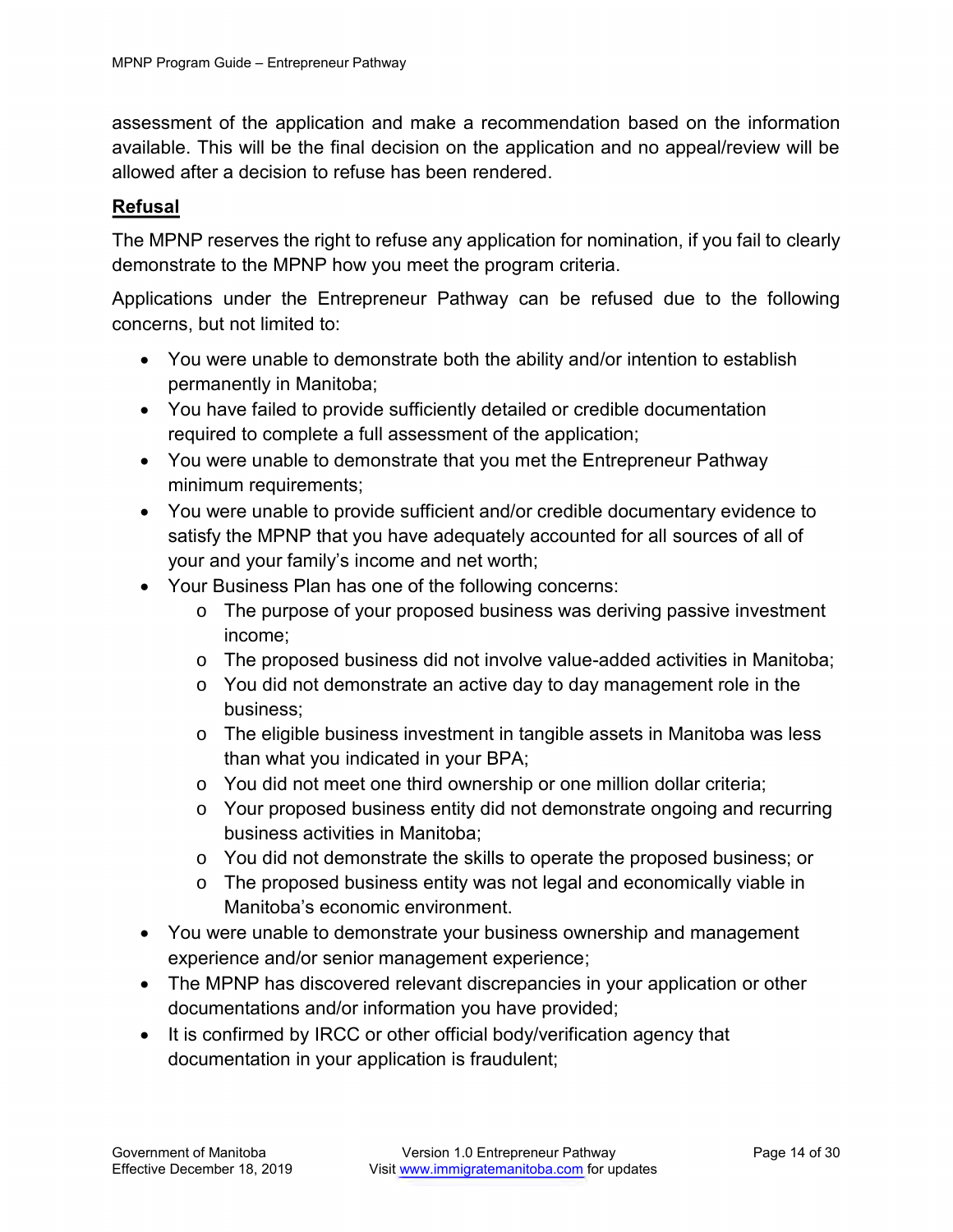assessment of the application and make a recommendation based on the information available. This will be the final decision on the application and no appeal/review will be allowed after a decision to refuse has been rendered.

**Refusal**

The MPNP reserves the right to refuse any application for nomination, if you fail to clearly demonstrate to the MPNP how you meet the program criteria.

Applications under the Entrepreneur Pathway can be refused due to the following concerns, but not limited to:

- You were unable to demonstrate both the ability and/or intention to establish permanently in Manitoba;
- You have failed to provide sufficiently detailed or credible documentation required to complete a full assessment of the application;
- You were unable to demonstrate that you met the Entrepreneur Pathway minimum requirements;
- You were unable to provide sufficient and/or credible documentary evidence to satisfy the MPNP that you have adequately accounted for all sources of all of your and your family's income and net worth;
- Your Business Plan has one of the following concerns:
  - The purpose of your proposed business was deriving passive investment income;
  - The proposed business did not involve value-added activities in Manitoba;
  - You did not demonstrate an active day to day management role in the business;
  - The eligible business investment in tangible assets in Manitoba was less than what you indicated in your BPA;
  - You did not meet one third ownership or one million dollar criteria;
  - Your proposed business entity did not demonstrate ongoing and recurring business activities in Manitoba;
  - You did not demonstrate the skills to operate the proposed business; or
  - The proposed business entity was not legal and economically viable in Manitoba's economic environment.
- You were unable to demonstrate your business ownership and management experience and/or senior management experience;
- The MPNP has discovered relevant discrepancies in your application or other documentations and/or information you have provided;
- It is confirmed by IRCC or other official body/verification agency that documentation in your application is fraudulent;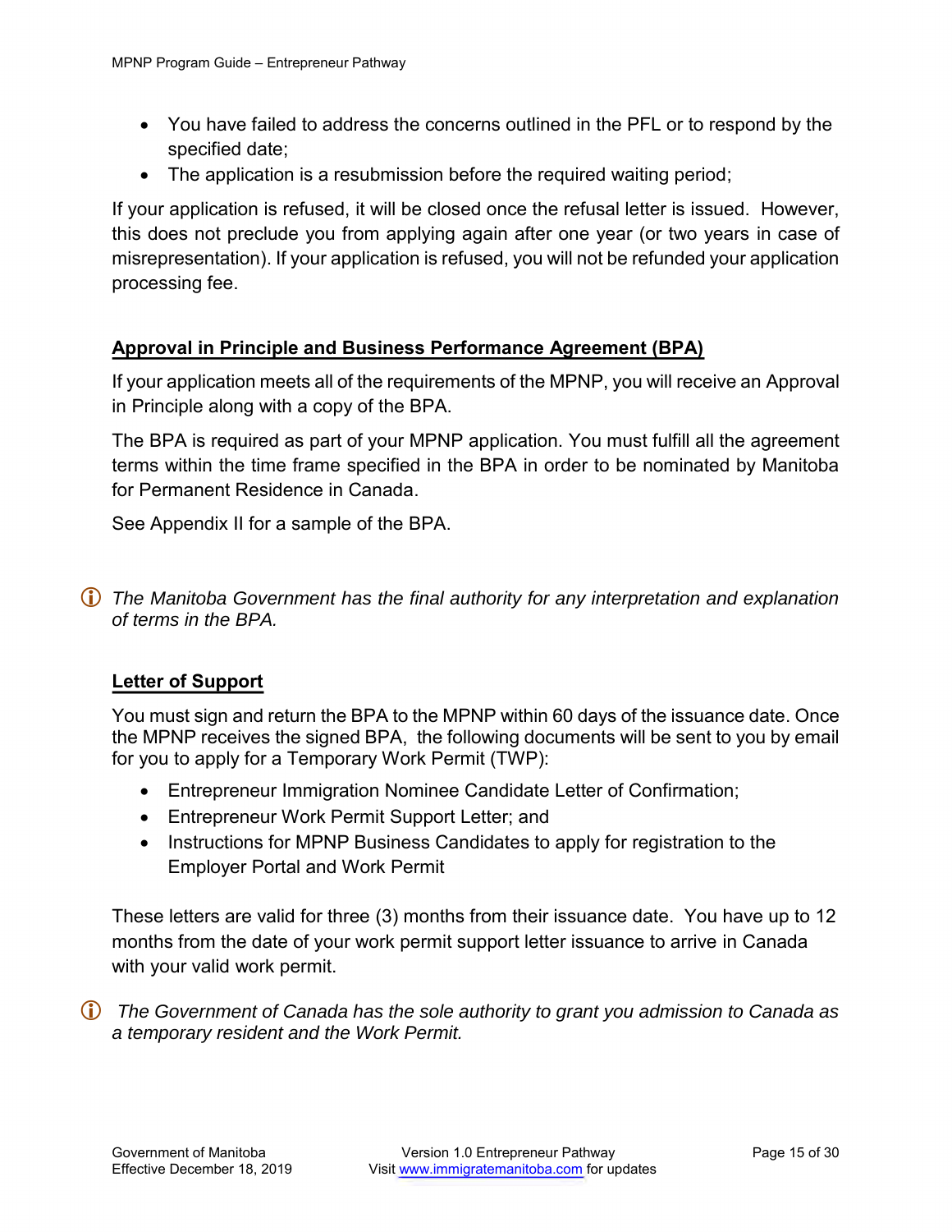- You have failed to address the concerns outlined in the PFL or to respond by the specified date;
- The application is a resubmission before the required waiting period;

If your application is refused, it will be closed once the refusal letter is issued. However, this does not preclude you from applying again after one year (or two years in case of misrepresentation). If your application is refused, you will not be refunded your application processing fee.

## Approval in Principle and Business Performance Agreement (BPA)

If your application meets all of the requirements of the MPNP, you will receive an Approval in Principle along with a copy of the BPA.

The BPA is required as part of your MPNP application. You must fulfill all the agreement terms within the time frame specified in the BPA in order to be nominated by Manitoba for Permanent Residence in Canada.

See Appendix II for a sample of the BPA.

ⓘ *The Manitoba Government has the final authority for any interpretation and explanation of terms in the BPA.*

## Letter of Support

You must sign and return the BPA to the MPNP within 60 days of the issuance date. Once the MPNP receives the signed BPA, the following documents will be sent to you by email for you to apply for a Temporary Work Permit (TWP):

- Entrepreneur Immigration Nominee Candidate Letter of Confirmation;
- Entrepreneur Work Permit Support Letter; and
- Instructions for MPNP Business Candidates to apply for registration to the Employer Portal and Work Permit

These letters are valid for three (3) months from their issuance date. You have up to 12 months from the date of your work permit support letter issuance to arrive in Canada with your valid work permit.

ⓘ *The Government of Canada has the sole authority to grant you admission to Canada as a temporary resident and the Work Permit.*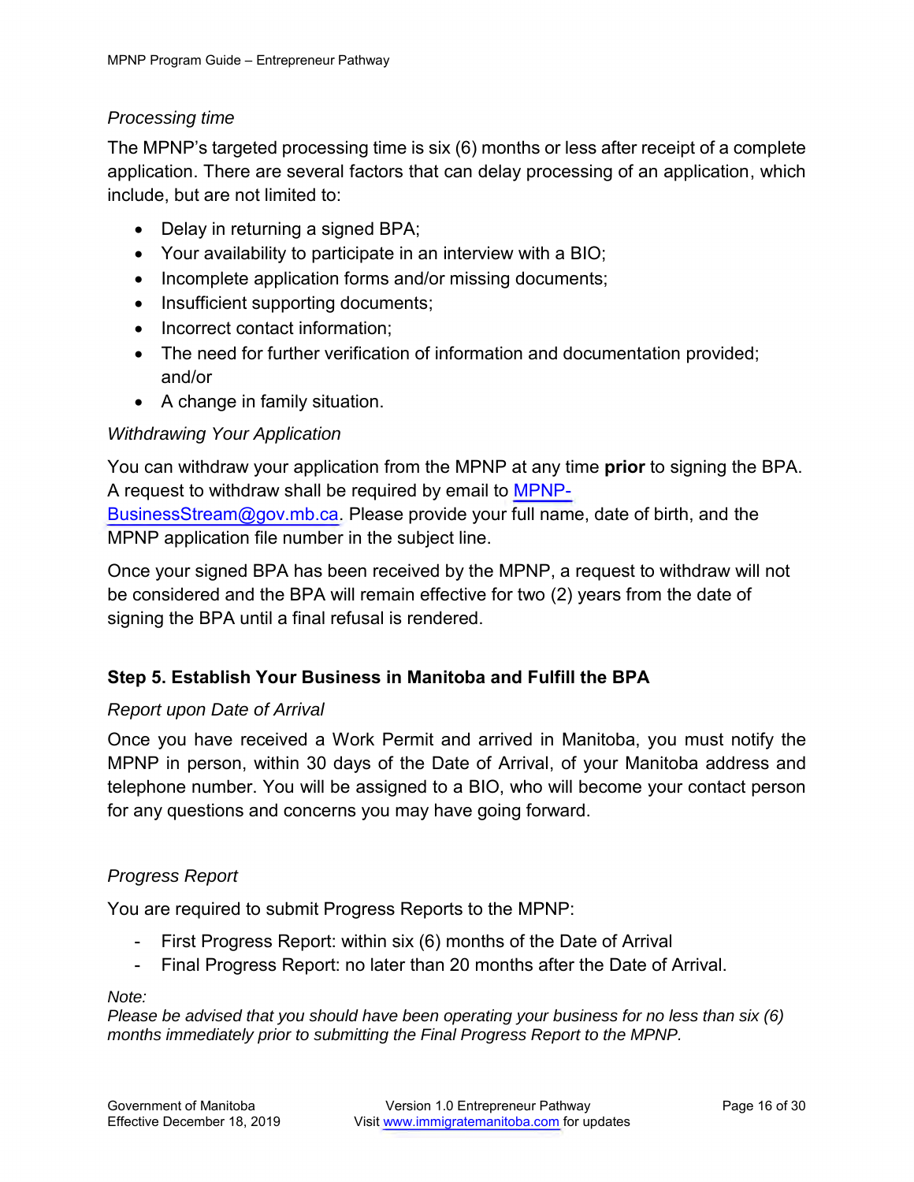*Processing time*

The MPNP's targeted processing time is six (6) months or less after receipt of a complete application. There are several factors that can delay processing of an application, which include, but are not limited to:

- Delay in returning a signed BPA;
- Your availability to participate in an interview with a BIO;
- Incomplete application forms and/or missing documents;
- Insufficient supporting documents;
- Incorrect contact information;
- The need for further verification of information and documentation provided; and/or
- A change in family situation.

*Withdrawing Your Application*

You can withdraw your application from the MPNP at any time **prior** to signing the BPA. A request to withdraw shall be required by email to MPNP-BusinessStream@gov.mb.ca. Please provide your full name, date of birth, and the MPNP application file number in the subject line.

Once your signed BPA has been received by the MPNP, a request to withdraw will not be considered and the BPA will remain effective for two (2) years from the date of signing the BPA until a final refusal is rendered.

### Step 5. Establish Your Business in Manitoba and Fulfill the BPA

*Report upon Date of Arrival*

Once you have received a Work Permit and arrived in Manitoba, you must notify the MPNP in person, within 30 days of the Date of Arrival, of your Manitoba address and telephone number. You will be assigned to a BIO, who will become your contact person for any questions and concerns you may have going forward.

*Progress Report*

You are required to submit Progress Reports to the MPNP:

- First Progress Report: within six (6) months of the Date of Arrival
- Final Progress Report: no later than 20 months after the Date of Arrival.

*Note:*
*Please be advised that you should have been operating your business for no less than six (6) months immediately prior to submitting the Final Progress Report to the MPNP.*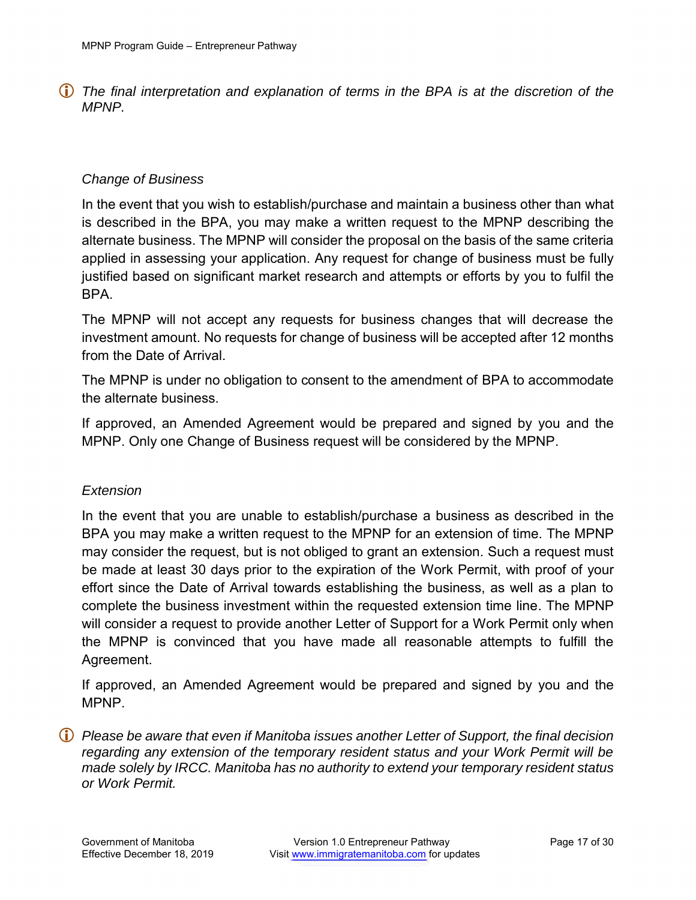ⓘ *The final interpretation and explanation of terms in the BPA is at the discretion of the MPNP.*

### *Change of Business*

In the event that you wish to establish/purchase and maintain a business other than what is described in the BPA, you may make a written request to the MPNP describing the alternate business. The MPNP will consider the proposal on the basis of the same criteria applied in assessing your application. Any request for change of business must be fully justified based on significant market research and attempts or efforts by you to fulfil the BPA.

The MPNP will not accept any requests for business changes that will decrease the investment amount. No requests for change of business will be accepted after 12 months from the Date of Arrival.

The MPNP is under no obligation to consent to the amendment of BPA to accommodate the alternate business.

If approved, an Amended Agreement would be prepared and signed by you and the MPNP. Only one Change of Business request will be considered by the MPNP.

### *Extension*

In the event that you are unable to establish/purchase a business as described in the BPA you may make a written request to the MPNP for an extension of time. The MPNP may consider the request, but is not obliged to grant an extension. Such a request must be made at least 30 days prior to the expiration of the Work Permit, with proof of your effort since the Date of Arrival towards establishing the business, as well as a plan to complete the business investment within the requested extension time line. The MPNP will consider a request to provide another Letter of Support for a Work Permit only when the MPNP is convinced that you have made all reasonable attempts to fulfill the Agreement.

If approved, an Amended Agreement would be prepared and signed by you and the MPNP.

ⓘ *Please be aware that even if Manitoba issues another Letter of Support, the final decision regarding any extension of the temporary resident status and your Work Permit will be made solely by IRCC. Manitoba has no authority to extend your temporary resident status or Work Permit.*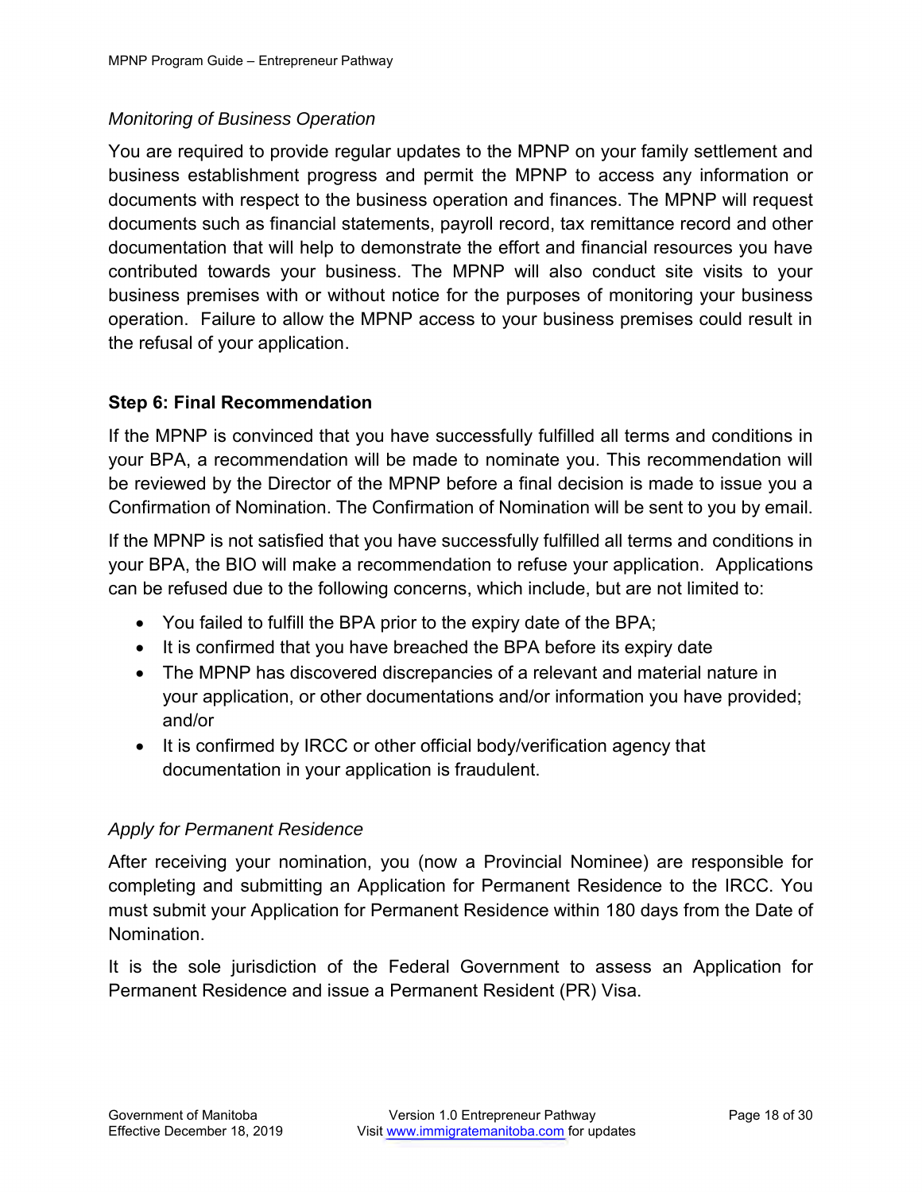*Monitoring of Business Operation*

You are required to provide regular updates to the MPNP on your family settlement and business establishment progress and permit the MPNP to access any information or documents with respect to the business operation and finances. The MPNP will request documents such as financial statements, payroll record, tax remittance record and other documentation that will help to demonstrate the effort and financial resources you have contributed towards your business. The MPNP will also conduct site visits to your business premises with or without notice for the purposes of monitoring your business operation. Failure to allow the MPNP access to your business premises could result in the refusal of your application.

### Step 6: Final Recommendation

If the MPNP is convinced that you have successfully fulfilled all terms and conditions in your BPA, a recommendation will be made to nominate you. This recommendation will be reviewed by the Director of the MPNP before a final decision is made to issue you a Confirmation of Nomination. The Confirmation of Nomination will be sent to you by email.

If the MPNP is not satisfied that you have successfully fulfilled all terms and conditions in your BPA, the BIO will make a recommendation to refuse your application. Applications can be refused due to the following concerns, which include, but are not limited to:

- You failed to fulfill the BPA prior to the expiry date of the BPA;
- It is confirmed that you have breached the BPA before its expiry date
- The MPNP has discovered discrepancies of a relevant and material nature in your application, or other documentations and/or information you have provided; and/or
- It is confirmed by IRCC or other official body/verification agency that documentation in your application is fraudulent.

*Apply for Permanent Residence*

After receiving your nomination, you (now a Provincial Nominee) are responsible for completing and submitting an Application for Permanent Residence to the IRCC. You must submit your Application for Permanent Residence within 180 days from the Date of Nomination.

It is the sole jurisdiction of the Federal Government to assess an Application for Permanent Residence and issue a Permanent Resident (PR) Visa.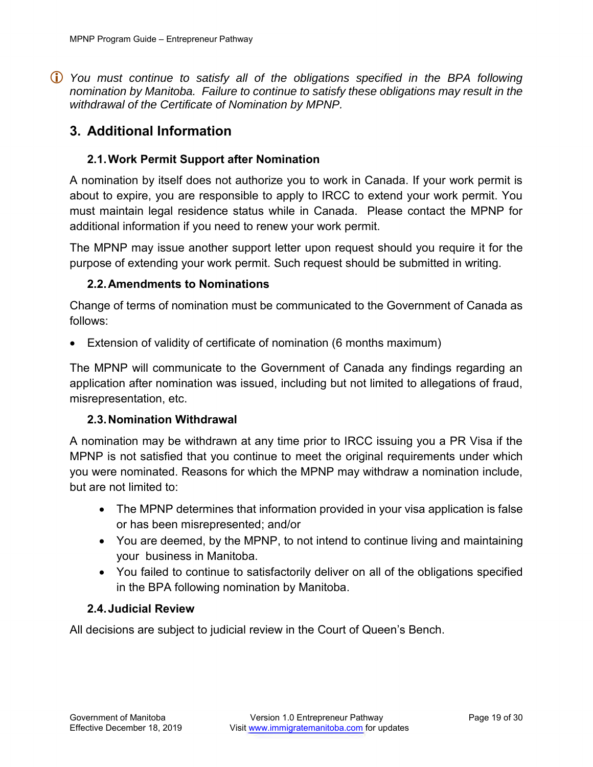ⓘ *You must continue to satisfy all of the obligations specified in the BPA following nomination by Manitoba. Failure to continue to satisfy these obligations may result in the withdrawal of the Certificate of Nomination by MPNP.*

## 3. Additional Information

### 2.1. Work Permit Support after Nomination

A nomination by itself does not authorize you to work in Canada. If your work permit is about to expire, you are responsible to apply to IRCC to extend your work permit. You must maintain legal residence status while in Canada. Please contact the MPNP for additional information if you need to renew your work permit.

The MPNP may issue another support letter upon request should you require it for the purpose of extending your work permit. Such request should be submitted in writing.

### 2.2. Amendments to Nominations

Change of terms of nomination must be communicated to the Government of Canada as follows:

- Extension of validity of certificate of nomination (6 months maximum)

The MPNP will communicate to the Government of Canada any findings regarding an application after nomination was issued, including but not limited to allegations of fraud, misrepresentation, etc.

### 2.3. Nomination Withdrawal

A nomination may be withdrawn at any time prior to IRCC issuing you a PR Visa if the MPNP is not satisfied that you continue to meet the original requirements under which you were nominated. Reasons for which the MPNP may withdraw a nomination include, but are not limited to:

- The MPNP determines that information provided in your visa application is false or has been misrepresented; and/or
- You are deemed, by the MPNP, to not intend to continue living and maintaining your business in Manitoba.
- You failed to continue to satisfactorily deliver on all of the obligations specified in the BPA following nomination by Manitoba.

### 2.4. Judicial Review

All decisions are subject to judicial review in the Court of Queen's Bench.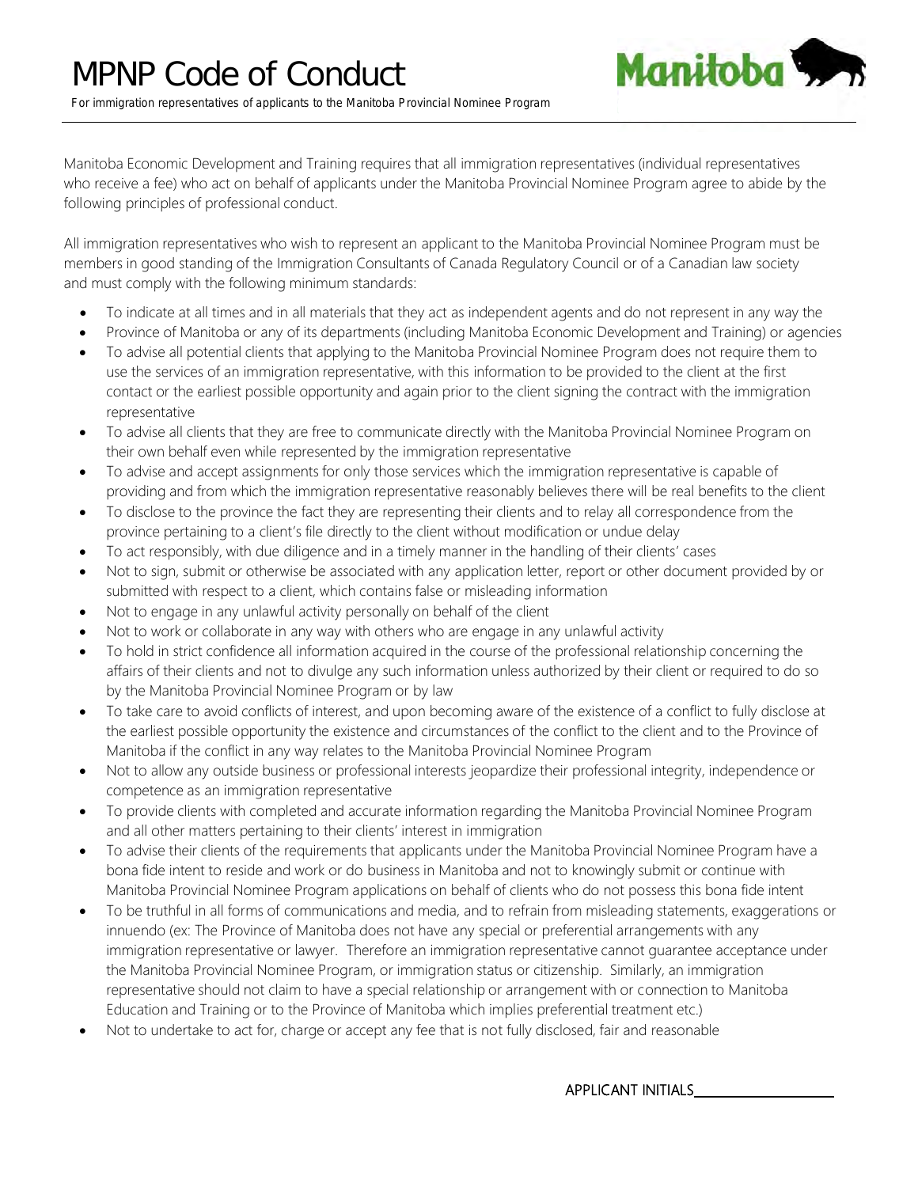# MPNP Code of Conduct

For immigration representatives of applicants to the Manitoba Provincial Nominee Program

Manitoba Economic Development and Training requires that all immigration representatives (individual representatives who receive a fee) who act on behalf of applicants under the Manitoba Provincial Nominee Program agree to abide by the following principles of professional conduct.

All immigration representatives who wish to represent an applicant to the Manitoba Provincial Nominee Program must be members in good standing of the Immigration Consultants of Canada Regulatory Council or of a Canadian law society and must comply with the following minimum standards:

- To indicate at all times and in all materials that they act as independent agents and do not represent in any way the
- Province of Manitoba or any of its departments (including Manitoba Economic Development and Training) or agencies
- To advise all potential clients that applying to the Manitoba Provincial Nominee Program does not require them to use the services of an immigration representative, with this information to be provided to the client at the first contact or the earliest possible opportunity and again prior to the client signing the contract with the immigration representative
- To advise all clients that they are free to communicate directly with the Manitoba Provincial Nominee Program on their own behalf even while represented by the immigration representative
- To advise and accept assignments for only those services which the immigration representative is capable of providing and from which the immigration representative reasonably believes there will be real benefits to the client
- To disclose to the province the fact they are representing their clients and to relay all correspondence from the province pertaining to a client's file directly to the client without modification or undue delay
- To act responsibly, with due diligence and in a timely manner in the handling of their clients' cases
- Not to sign, submit or otherwise be associated with any application letter, report or other document provided by or submitted with respect to a client, which contains false or misleading information
- Not to engage in any unlawful activity personally on behalf of the client
- Not to work or collaborate in any way with others who are engage in any unlawful activity
- To hold in strict confidence all information acquired in the course of the professional relationship concerning the affairs of their clients and not to divulge any such information unless authorized by their client or required to do so by the Manitoba Provincial Nominee Program or by law
- To take care to avoid conflicts of interest, and upon becoming aware of the existence of a conflict to fully disclose at the earliest possible opportunity the existence and circumstances of the conflict to the client and to the Province of Manitoba if the conflict in any way relates to the Manitoba Provincial Nominee Program
- Not to allow any outside business or professional interests jeopardize their professional integrity, independence or competence as an immigration representative
- To provide clients with completed and accurate information regarding the Manitoba Provincial Nominee Program and all other matters pertaining to their clients' interest in immigration
- To advise their clients of the requirements that applicants under the Manitoba Provincial Nominee Program have a bona fide intent to reside and work or do business in Manitoba and not to knowingly submit or continue with Manitoba Provincial Nominee Program applications on behalf of clients who do not possess this bona fide intent
- To be truthful in all forms of communications and media, and to refrain from misleading statements, exaggerations or innuendo (ex: The Province of Manitoba does not have any special or preferential arrangements with any immigration representative or lawyer. Therefore an immigration representative cannot guarantee acceptance under the Manitoba Provincial Nominee Program, or immigration status or citizenship. Similarly, an immigration representative should not claim to have a special relationship or arrangement with or connection to Manitoba Education and Training or to the Province of Manitoba which implies preferential treatment etc.)
- Not to undertake to act for, charge or accept any fee that is not fully disclosed, fair and reasonable

APPLICANT INITIALS__________________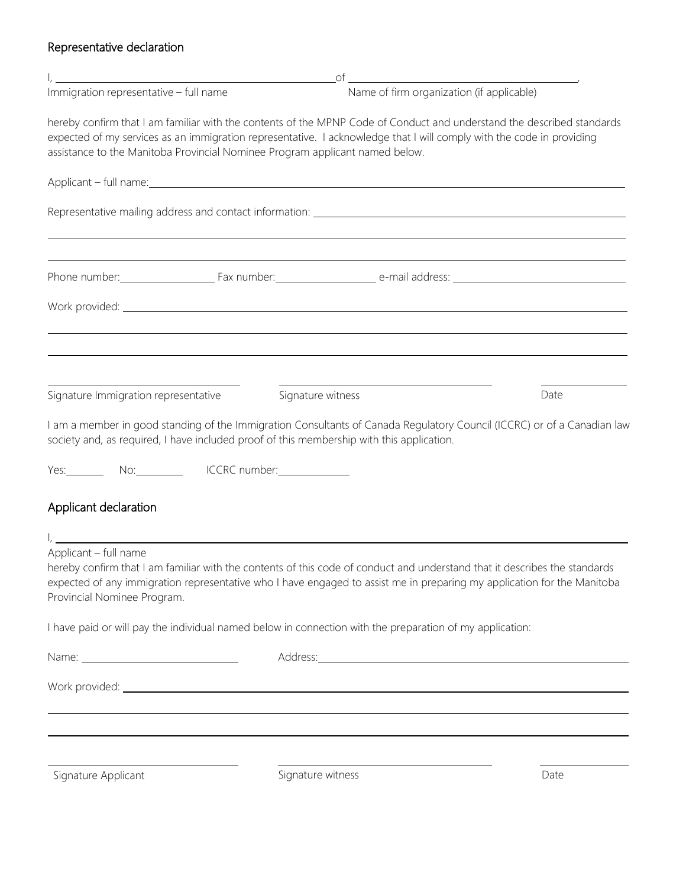## Representative declaration

I, ______________________________ of ______________________________,
Immigration representative – full name    Name of firm organization (if applicable)

hereby confirm that I am familiar with the contents of the MPNP Code of Conduct and understand the described standards expected of my services as an immigration representative. I acknowledge that I will comply with the code in providing assistance to the Manitoba Provincial Nominee Program applicant named below.

Applicant – full name: ______________________________

Representative mailing address and contact information: ______________________________

______________________________

______________________________

Phone number: ____________ Fax number: ____________ e-mail address: ____________

Work provided: ______________________________

______________________________

______________________________

______________________________    ______________________________    ____________
Signature Immigration representative    Signature witness    Date

I am a member in good standing of the Immigration Consultants of Canada Regulatory Council (ICCRC) or of a Canadian law society and, as required, I have included proof of this membership with this application.

Yes: ______ No: ______ ICCRC number: ____________

## Applicant declaration

I, ______________________________
Applicant – full name
hereby confirm that I am familiar with the contents of this code of conduct and understand that it describes the standards expected of any immigration representative who I have engaged to assist me in preparing my application for the Manitoba Provincial Nominee Program.

I have paid or will pay the individual named below in connection with the preparation of my application:

Name: ____________________ Address: ______________________________

Work provided: ______________________________

______________________________

______________________________

______________________________    ______________________________    ____________
Signature Applicant    Signature witness    Date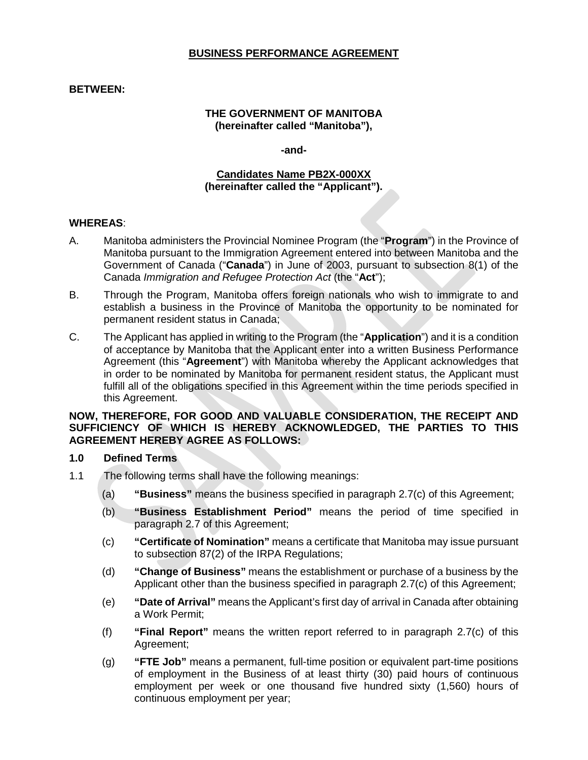# BUSINESS PERFORMANCE AGREEMENT

**BETWEEN:**

**THE GOVERNMENT OF MANITOBA**
**(hereinafter called "Manitoba"),**

**-and-**

**Candidates Name PB2X-000XX**
**(hereinafter called the "Applicant").**

**WHEREAS**:

A. Manitoba administers the Provincial Nominee Program (the "**Program**") in the Province of Manitoba pursuant to the Immigration Agreement entered into between Manitoba and the Government of Canada ("**Canada**") in June of 2003, pursuant to subsection 8(1) of the Canada *Immigration and Refugee Protection Act* (the "**Act**");

B. Through the Program, Manitoba offers foreign nationals who wish to immigrate to and establish a business in the Province of Manitoba the opportunity to be nominated for permanent resident status in Canada;

C. The Applicant has applied in writing to the Program (the "**Application**") and it is a condition of acceptance by Manitoba that the Applicant enter into a written Business Performance Agreement (this "**Agreement**") with Manitoba whereby the Applicant acknowledges that in order to be nominated by Manitoba for permanent resident status, the Applicant must fulfill all of the obligations specified in this Agreement within the time periods specified in this Agreement.

**NOW, THEREFORE, FOR GOOD AND VALUABLE CONSIDERATION, THE RECEIPT AND SUFFICIENCY OF WHICH IS HEREBY ACKNOWLEDGED, THE PARTIES TO THIS AGREEMENT HEREBY AGREE AS FOLLOWS:**

**1.0 Defined Terms**

1.1 The following terms shall have the following meanings:

(a) **"Business"** means the business specified in paragraph 2.7(c) of this Agreement;

(b) **"Business Establishment Period"** means the period of time specified in paragraph 2.7 of this Agreement;

(c) **"Certificate of Nomination"** means a certificate that Manitoba may issue pursuant to subsection 87(2) of the IRPA Regulations;

(d) **"Change of Business"** means the establishment or purchase of a business by the Applicant other than the business specified in paragraph 2.7(c) of this Agreement;

(e) **"Date of Arrival"** means the Applicant's first day of arrival in Canada after obtaining a Work Permit;

(f) **"Final Report"** means the written report referred to in paragraph 2.7(c) of this Agreement;

(g) **"FTE Job"** means a permanent, full-time position or equivalent part-time positions of employment in the Business of at least thirty (30) paid hours of continuous employment per week or one thousand five hundred sixty (1,560) hours of continuous employment per year;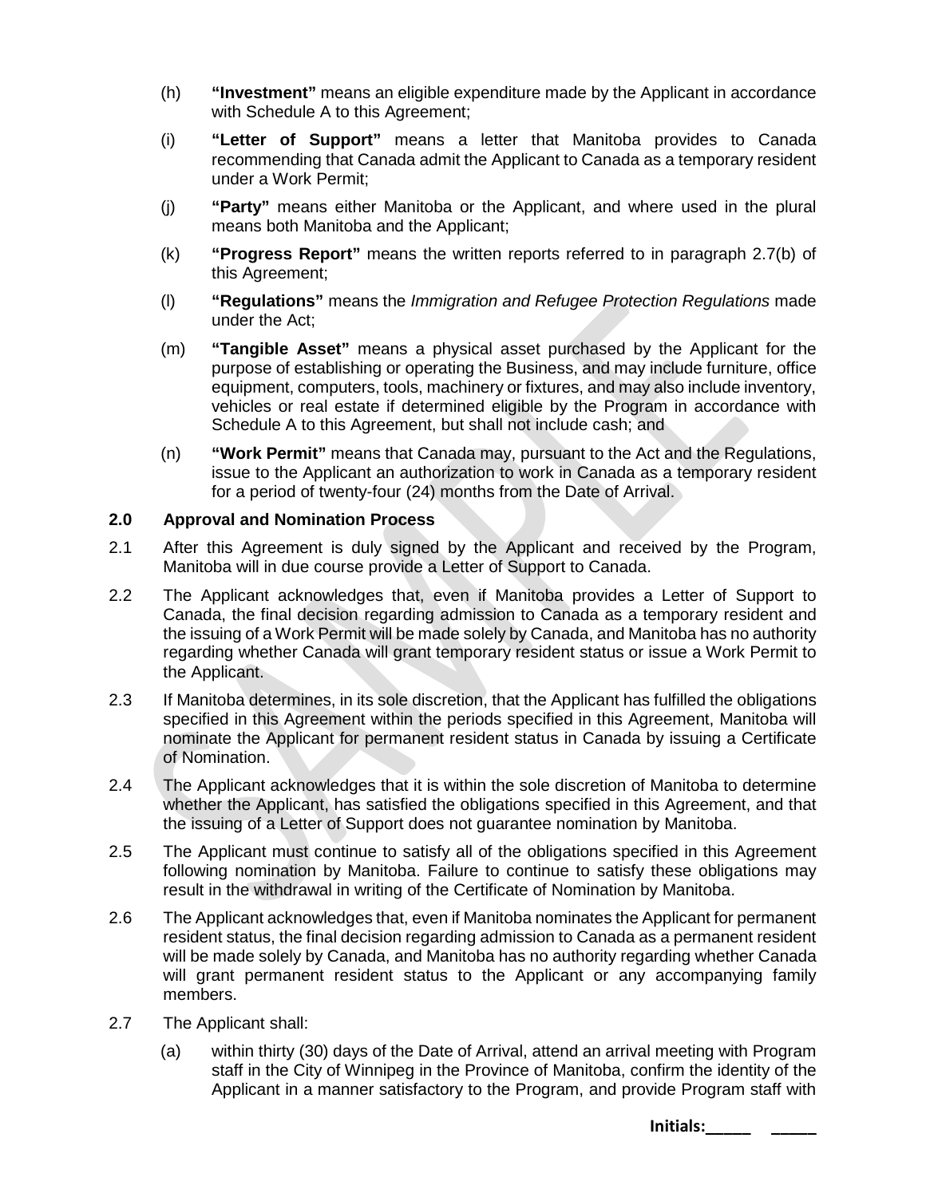(h) **"Investment"** means an eligible expenditure made by the Applicant in accordance with Schedule A to this Agreement;

(i) **"Letter of Support"** means a letter that Manitoba provides to Canada recommending that Canada admit the Applicant to Canada as a temporary resident under a Work Permit;

(j) **"Party"** means either Manitoba or the Applicant, and where used in the plural means both Manitoba and the Applicant;

(k) **"Progress Report"** means the written reports referred to in paragraph 2.7(b) of this Agreement;

(l) **"Regulations"** means the *Immigration and Refugee Protection Regulations* made under the Act;

(m) **"Tangible Asset"** means a physical asset purchased by the Applicant for the purpose of establishing or operating the Business, and may include furniture, office equipment, computers, tools, machinery or fixtures, and may also include inventory, vehicles or real estate if determined eligible by the Program in accordance with Schedule A to this Agreement, but shall not include cash; and

(n) **"Work Permit"** means that Canada may, pursuant to the Act and the Regulations, issue to the Applicant an authorization to work in Canada as a temporary resident for a period of twenty-four (24) months from the Date of Arrival.

**2.0 Approval and Nomination Process**

2.1 After this Agreement is duly signed by the Applicant and received by the Program, Manitoba will in due course provide a Letter of Support to Canada.

2.2 The Applicant acknowledges that, even if Manitoba provides a Letter of Support to Canada, the final decision regarding admission to Canada as a temporary resident and the issuing of a Work Permit will be made solely by Canada, and Manitoba has no authority regarding whether Canada will grant temporary resident status or issue a Work Permit to the Applicant.

2.3 If Manitoba determines, in its sole discretion, that the Applicant has fulfilled the obligations specified in this Agreement within the periods specified in this Agreement, Manitoba will nominate the Applicant for permanent resident status in Canada by issuing a Certificate of Nomination.

2.4 The Applicant acknowledges that it is within the sole discretion of Manitoba to determine whether the Applicant, has satisfied the obligations specified in this Agreement, and that the issuing of a Letter of Support does not guarantee nomination by Manitoba.

2.5 The Applicant must continue to satisfy all of the obligations specified in this Agreement following nomination by Manitoba. Failure to continue to satisfy these obligations may result in the withdrawal in writing of the Certificate of Nomination by Manitoba.

2.6 The Applicant acknowledges that, even if Manitoba nominates the Applicant for permanent resident status, the final decision regarding admission to Canada as a permanent resident will be made solely by Canada, and Manitoba has no authority regarding whether Canada will grant permanent resident status to the Applicant or any accompanying family members.

2.7 The Applicant shall:

(a) within thirty (30) days of the Date of Arrival, attend an arrival meeting with Program staff in the City of Winnipeg in the Province of Manitoba, confirm the identity of the Applicant in a manner satisfactory to the Program, and provide Program staff with

**Initials:\_\_\_\_\_ \_\_\_\_\_**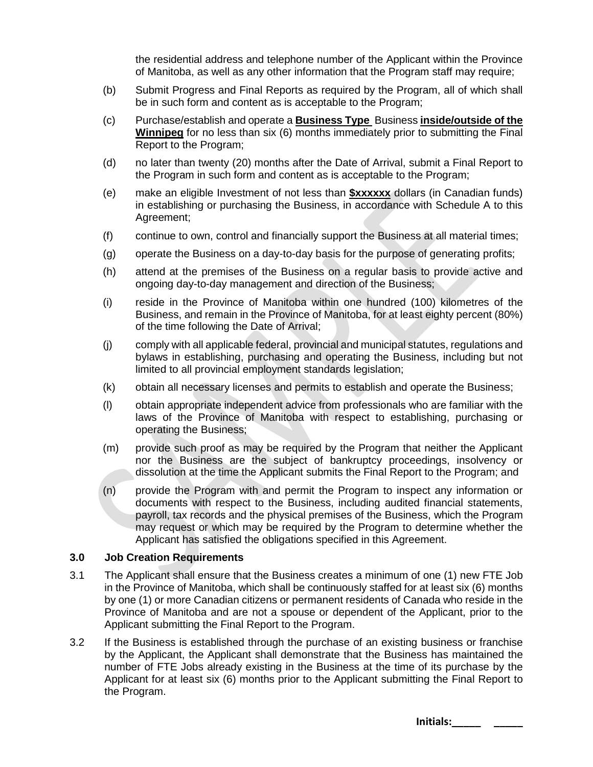the residential address and telephone number of the Applicant within the Province of Manitoba, as well as any other information that the Program staff may require;

(b) Submit Progress and Final Reports as required by the Program, all of which shall be in such form and content as is acceptable to the Program;

(c) Purchase/establish and operate a **Business Type** Business **inside/outside of the Winnipeg** for no less than six (6) months immediately prior to submitting the Final Report to the Program;

(d) no later than twenty (20) months after the Date of Arrival, submit a Final Report to the Program in such form and content as is acceptable to the Program;

(e) make an eligible Investment of not less than **$xxxxxx** dollars (in Canadian funds) in establishing or purchasing the Business, in accordance with Schedule A to this Agreement;

(f) continue to own, control and financially support the Business at all material times;

(g) operate the Business on a day-to-day basis for the purpose of generating profits;

(h) attend at the premises of the Business on a regular basis to provide active and ongoing day-to-day management and direction of the Business;

(i) reside in the Province of Manitoba within one hundred (100) kilometres of the Business, and remain in the Province of Manitoba, for at least eighty percent (80%) of the time following the Date of Arrival;

(j) comply with all applicable federal, provincial and municipal statutes, regulations and bylaws in establishing, purchasing and operating the Business, including but not limited to all provincial employment standards legislation;

(k) obtain all necessary licenses and permits to establish and operate the Business;

(l) obtain appropriate independent advice from professionals who are familiar with the laws of the Province of Manitoba with respect to establishing, purchasing or operating the Business;

(m) provide such proof as may be required by the Program that neither the Applicant nor the Business are the subject of bankruptcy proceedings, insolvency or dissolution at the time the Applicant submits the Final Report to the Program; and

(n) provide the Program with and permit the Program to inspect any information or documents with respect to the Business, including audited financial statements, payroll, tax records and the physical premises of the Business, which the Program may request or which may be required by the Program to determine whether the Applicant has satisfied the obligations specified in this Agreement.

**3.0 Job Creation Requirements**

3.1 The Applicant shall ensure that the Business creates a minimum of one (1) new FTE Job in the Province of Manitoba, which shall be continuously staffed for at least six (6) months by one (1) or more Canadian citizens or permanent residents of Canada who reside in the Province of Manitoba and are not a spouse or dependent of the Applicant, prior to the Applicant submitting the Final Report to the Program.

3.2 If the Business is established through the purchase of an existing business or franchise by the Applicant, the Applicant shall demonstrate that the Business has maintained the number of FTE Jobs already existing in the Business at the time of its purchase by the Applicant for at least six (6) months prior to the Applicant submitting the Final Report to the Program.

**Initials:_____ _____**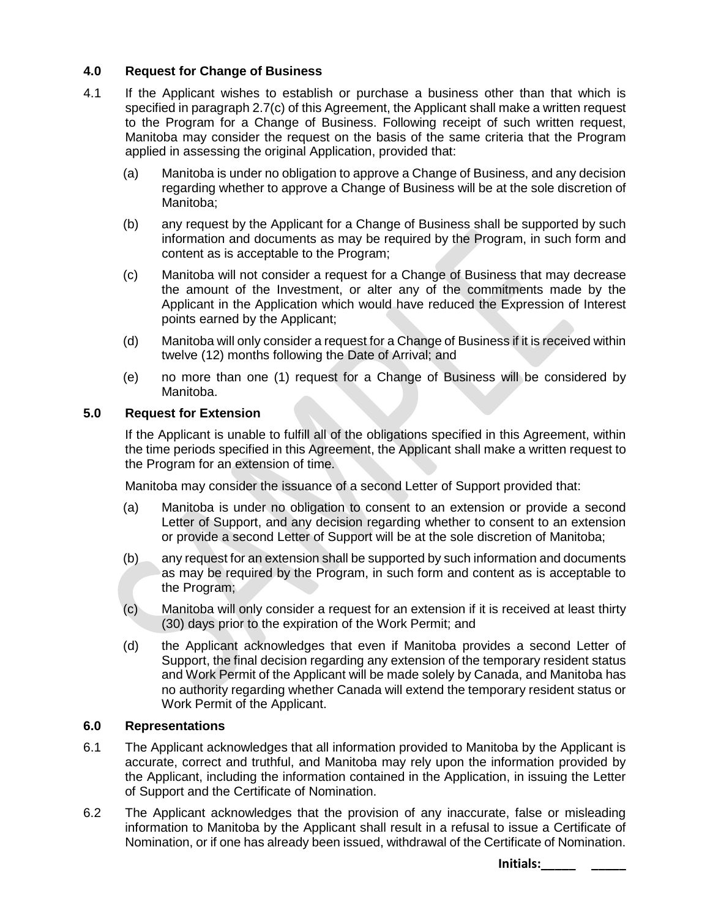### 4.0 Request for Change of Business

4.1 If the Applicant wishes to establish or purchase a business other than that which is specified in paragraph 2.7(c) of this Agreement, the Applicant shall make a written request to the Program for a Change of Business. Following receipt of such written request, Manitoba may consider the request on the basis of the same criteria that the Program applied in assessing the original Application, provided that:

(a) Manitoba is under no obligation to approve a Change of Business, and any decision regarding whether to approve a Change of Business will be at the sole discretion of Manitoba;

(b) any request by the Applicant for a Change of Business shall be supported by such information and documents as may be required by the Program, in such form and content as is acceptable to the Program;

(c) Manitoba will not consider a request for a Change of Business that may decrease the amount of the Investment, or alter any of the commitments made by the Applicant in the Application which would have reduced the Expression of Interest points earned by the Applicant;

(d) Manitoba will only consider a request for a Change of Business if it is received within twelve (12) months following the Date of Arrival; and

(e) no more than one (1) request for a Change of Business will be considered by Manitoba.

### 5.0 Request for Extension

If the Applicant is unable to fulfill all of the obligations specified in this Agreement, within the time periods specified in this Agreement, the Applicant shall make a written request to the Program for an extension of time.

Manitoba may consider the issuance of a second Letter of Support provided that:

(a) Manitoba is under no obligation to consent to an extension or provide a second Letter of Support, and any decision regarding whether to consent to an extension or provide a second Letter of Support will be at the sole discretion of Manitoba;

(b) any request for an extension shall be supported by such information and documents as may be required by the Program, in such form and content as is acceptable to the Program;

(c) Manitoba will only consider a request for an extension if it is received at least thirty (30) days prior to the expiration of the Work Permit; and

(d) the Applicant acknowledges that even if Manitoba provides a second Letter of Support, the final decision regarding any extension of the temporary resident status and Work Permit of the Applicant will be made solely by Canada, and Manitoba has no authority regarding whether Canada will extend the temporary resident status or Work Permit of the Applicant.

### 6.0 Representations

6.1 The Applicant acknowledges that all information provided to Manitoba by the Applicant is accurate, correct and truthful, and Manitoba may rely upon the information provided by the Applicant, including the information contained in the Application, in issuing the Letter of Support and the Certificate of Nomination.

6.2 The Applicant acknowledges that the provision of any inaccurate, false or misleading information to Manitoba by the Applicant shall result in a refusal to issue a Certificate of Nomination, or if one has already been issued, withdrawal of the Certificate of Nomination.

**Initials:_____ _____**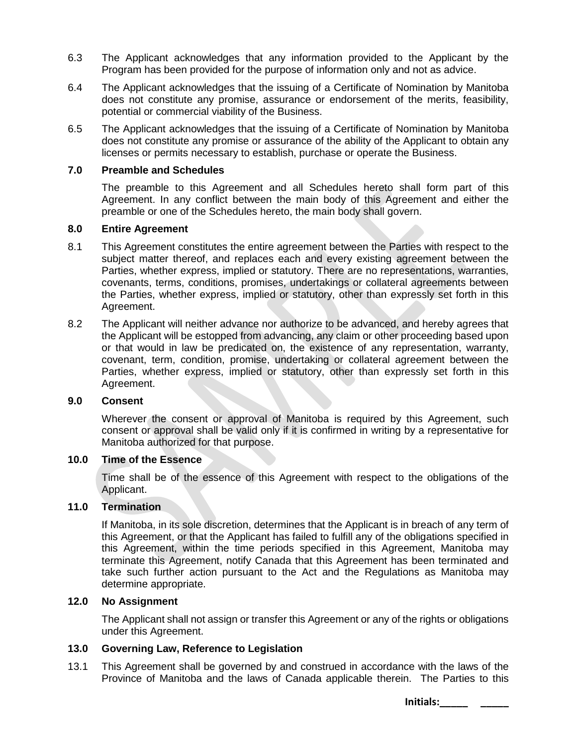6.3 The Applicant acknowledges that any information provided to the Applicant by the Program has been provided for the purpose of information only and not as advice.

6.4 The Applicant acknowledges that the issuing of a Certificate of Nomination by Manitoba does not constitute any promise, assurance or endorsement of the merits, feasibility, potential or commercial viability of the Business.

6.5 The Applicant acknowledges that the issuing of a Certificate of Nomination by Manitoba does not constitute any promise or assurance of the ability of the Applicant to obtain any licenses or permits necessary to establish, purchase or operate the Business.

**7.0 Preamble and Schedules**

The preamble to this Agreement and all Schedules hereto shall form part of this Agreement. In any conflict between the main body of this Agreement and either the preamble or one of the Schedules hereto, the main body shall govern.

**8.0 Entire Agreement**

8.1 This Agreement constitutes the entire agreement between the Parties with respect to the subject matter thereof, and replaces each and every existing agreement between the Parties, whether express, implied or statutory. There are no representations, warranties, covenants, terms, conditions, promises, undertakings or collateral agreements between the Parties, whether express, implied or statutory, other than expressly set forth in this Agreement.

8.2 The Applicant will neither advance nor authorize to be advanced, and hereby agrees that the Applicant will be estopped from advancing, any claim or other proceeding based upon or that would in law be predicated on, the existence of any representation, warranty, covenant, term, condition, promise, undertaking or collateral agreement between the Parties, whether express, implied or statutory, other than expressly set forth in this Agreement.

**9.0 Consent**

Wherever the consent or approval of Manitoba is required by this Agreement, such consent or approval shall be valid only if it is confirmed in writing by a representative for Manitoba authorized for that purpose.

**10.0 Time of the Essence**

Time shall be of the essence of this Agreement with respect to the obligations of the Applicant.

**11.0 Termination**

If Manitoba, in its sole discretion, determines that the Applicant is in breach of any term of this Agreement, or that the Applicant has failed to fulfill any of the obligations specified in this Agreement, within the time periods specified in this Agreement, Manitoba may terminate this Agreement, notify Canada that this Agreement has been terminated and take such further action pursuant to the Act and the Regulations as Manitoba may determine appropriate.

**12.0 No Assignment**

The Applicant shall not assign or transfer this Agreement or any of the rights or obligations under this Agreement.

**13.0 Governing Law, Reference to Legislation**

13.1 This Agreement shall be governed by and construed in accordance with the laws of the Province of Manitoba and the laws of Canada applicable therein. The Parties to this

**Initials:_____ _____**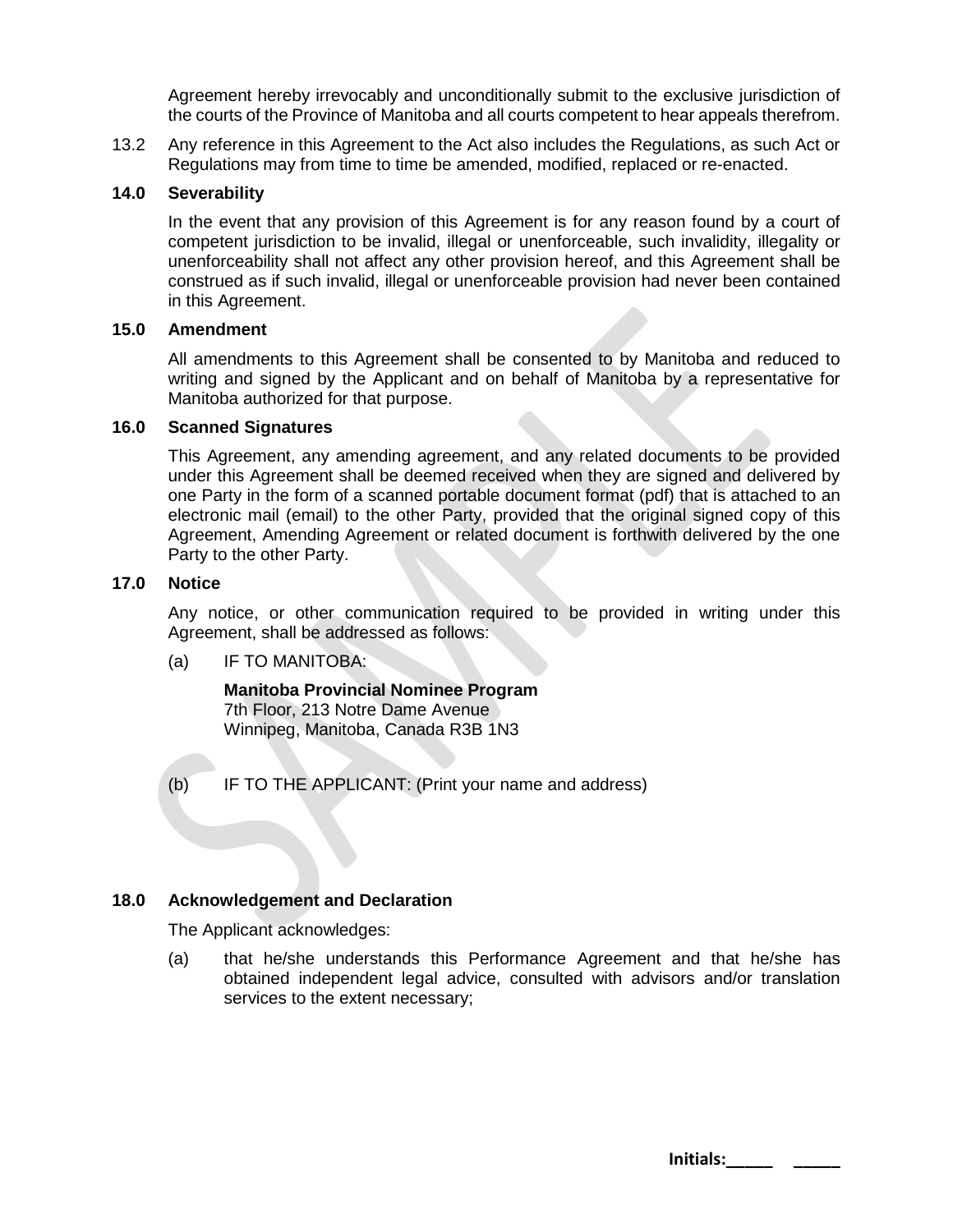Agreement hereby irrevocably and unconditionally submit to the exclusive jurisdiction of the courts of the Province of Manitoba and all courts competent to hear appeals therefrom.

13.2 Any reference in this Agreement to the Act also includes the Regulations, as such Act or Regulations may from time to time be amended, modified, replaced or re-enacted.

**14.0 Severability**

In the event that any provision of this Agreement is for any reason found by a court of competent jurisdiction to be invalid, illegal or unenforceable, such invalidity, illegality or unenforceability shall not affect any other provision hereof, and this Agreement shall be construed as if such invalid, illegal or unenforceable provision had never been contained in this Agreement.

**15.0 Amendment**

All amendments to this Agreement shall be consented to by Manitoba and reduced to writing and signed by the Applicant and on behalf of Manitoba by a representative for Manitoba authorized for that purpose.

**16.0 Scanned Signatures**

This Agreement, any amending agreement, and any related documents to be provided under this Agreement shall be deemed received when they are signed and delivered by one Party in the form of a scanned portable document format (pdf) that is attached to an electronic mail (email) to the other Party, provided that the original signed copy of this Agreement, Amending Agreement or related document is forthwith delivered by the one Party to the other Party.

**17.0 Notice**

Any notice, or other communication required to be provided in writing under this Agreement, shall be addressed as follows:

(a) IF TO MANITOBA:

**Manitoba Provincial Nominee Program**
7th Floor, 213 Notre Dame Avenue
Winnipeg, Manitoba, Canada R3B 1N3

(b) IF TO THE APPLICANT: (Print your name and address)

**18.0 Acknowledgement and Declaration**

The Applicant acknowledges:

(a) that he/she understands this Performance Agreement and that he/she has obtained independent legal advice, consulted with advisors and/or translation services to the extent necessary;

**Initials:_____ _____**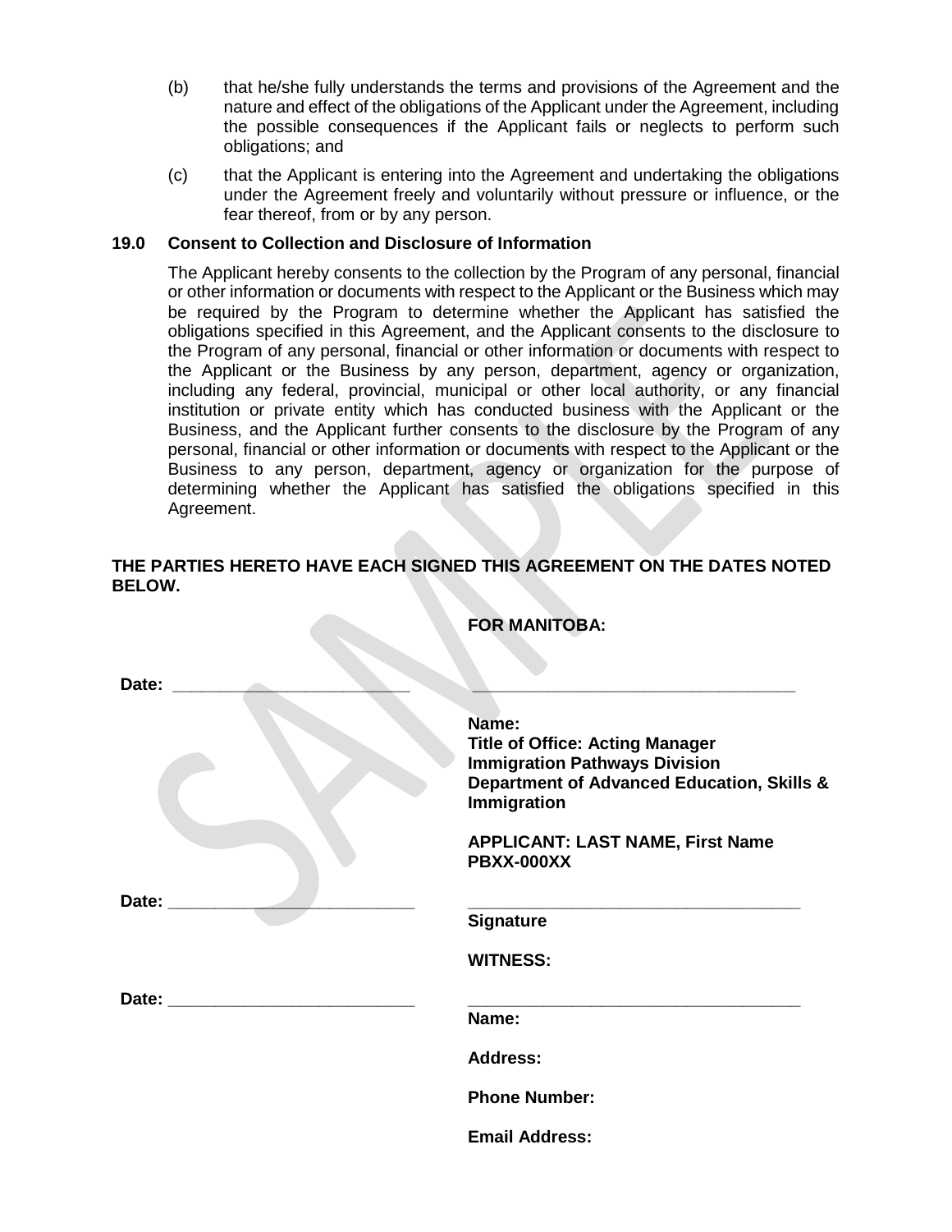(b) that he/she fully understands the terms and provisions of the Agreement and the nature and effect of the obligations of the Applicant under the Agreement, including the possible consequences if the Applicant fails or neglects to perform such obligations; and

(c) that the Applicant is entering into the Agreement and undertaking the obligations under the Agreement freely and voluntarily without pressure or influence, or the fear thereof, from or by any person.

### 19.0 Consent to Collection and Disclosure of Information

The Applicant hereby consents to the collection by the Program of any personal, financial or other information or documents with respect to the Applicant or the Business which may be required by the Program to determine whether the Applicant has satisfied the obligations specified in this Agreement, and the Applicant consents to the disclosure to the Program of any personal, financial or other information or documents with respect to the Applicant or the Business by any person, department, agency or organization, including any federal, provincial, municipal or other local authority, or any financial institution or private entity which has conducted business with the Applicant or the Business, and the Applicant further consents to the disclosure by the Program of any personal, financial or other information or documents with respect to the Applicant or the Business to any person, department, agency or organization for the purpose of determining whether the Applicant has satisfied the obligations specified in this Agreement.

**THE PARTIES HERETO HAVE EACH SIGNED THIS AGREEMENT ON THE DATES NOTED BELOW.**

**FOR MANITOBA:**

**Date:** ________________________ ________________________________

**Name:**
**Title of Office: Acting Manager**
**Immigration Pathways Division**
**Department of Advanced Education, Skills & Immigration**

**APPLICANT: LAST NAME, First Name**
**PBXX-000XX**

**Date:** ________________________ ________________________________
**Signature**

**WITNESS:**

**Date:** ________________________ ________________________________
**Name:**

**Address:**

**Phone Number:**

**Email Address:**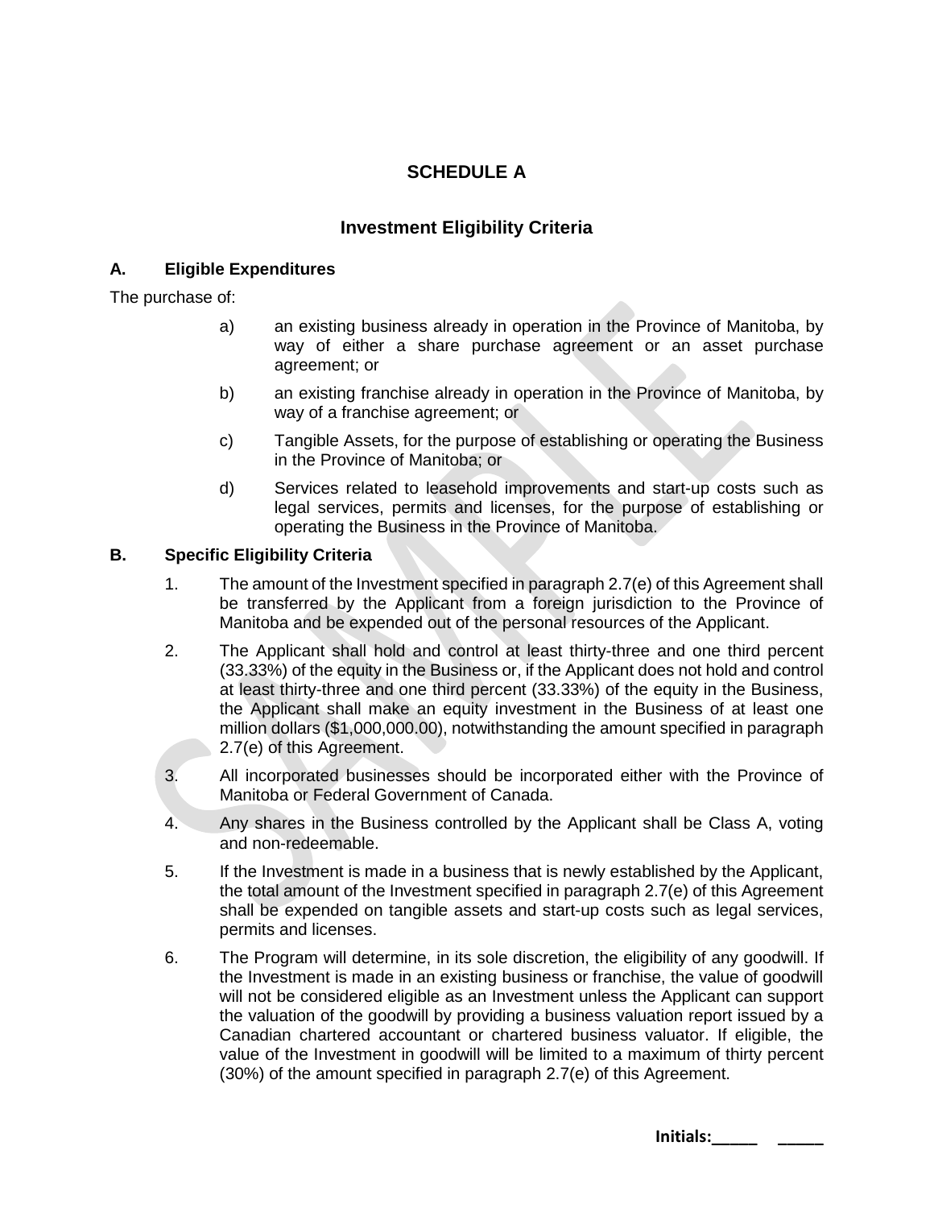# SCHEDULE A

## Investment Eligibility Criteria

### A. Eligible Expenditures

The purchase of:

a) an existing business already in operation in the Province of Manitoba, by way of either a share purchase agreement or an asset purchase agreement; or

b) an existing franchise already in operation in the Province of Manitoba, by way of a franchise agreement; or

c) Tangible Assets, for the purpose of establishing or operating the Business in the Province of Manitoba; or

d) Services related to leasehold improvements and start-up costs such as legal services, permits and licenses, for the purpose of establishing or operating the Business in the Province of Manitoba.

### B. Specific Eligibility Criteria

1. The amount of the Investment specified in paragraph 2.7(e) of this Agreement shall be transferred by the Applicant from a foreign jurisdiction to the Province of Manitoba and be expended out of the personal resources of the Applicant.

2. The Applicant shall hold and control at least thirty-three and one third percent (33.33%) of the equity in the Business or, if the Applicant does not hold and control at least thirty-three and one third percent (33.33%) of the equity in the Business, the Applicant shall make an equity investment in the Business of at least one million dollars ($1,000,000.00), notwithstanding the amount specified in paragraph 2.7(e) of this Agreement.

3. All incorporated businesses should be incorporated either with the Province of Manitoba or Federal Government of Canada.

4. Any shares in the Business controlled by the Applicant shall be Class A, voting and non-redeemable.

5. If the Investment is made in a business that is newly established by the Applicant, the total amount of the Investment specified in paragraph 2.7(e) of this Agreement shall be expended on tangible assets and start-up costs such as legal services, permits and licenses.

6. The Program will determine, in its sole discretion, the eligibility of any goodwill. If the Investment is made in an existing business or franchise, the value of goodwill will not be considered eligible as an Investment unless the Applicant can support the valuation of the goodwill by providing a business valuation report issued by a Canadian chartered accountant or chartered business valuator. If eligible, the value of the Investment in goodwill will be limited to a maximum of thirty percent (30%) of the amount specified in paragraph 2.7(e) of this Agreement.

**Initials:_____ _____**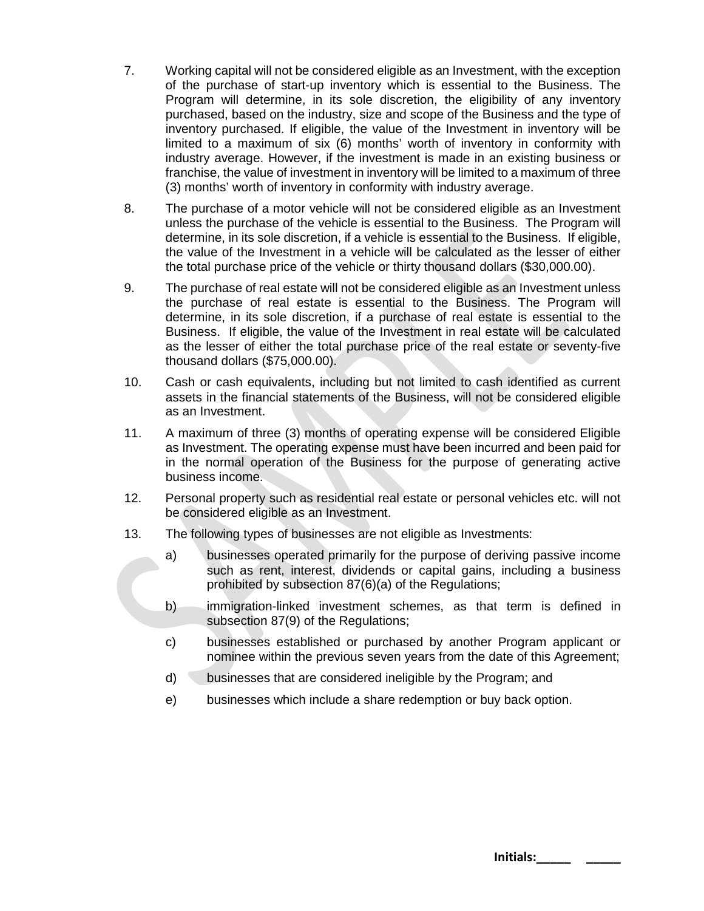7. Working capital will not be considered eligible as an Investment, with the exception of the purchase of start-up inventory which is essential to the Business. The Program will determine, in its sole discretion, the eligibility of any inventory purchased, based on the industry, size and scope of the Business and the type of inventory purchased. If eligible, the value of the Investment in inventory will be limited to a maximum of six (6) months' worth of inventory in conformity with industry average. However, if the investment is made in an existing business or franchise, the value of investment in inventory will be limited to a maximum of three (3) months' worth of inventory in conformity with industry average.

8. The purchase of a motor vehicle will not be considered eligible as an Investment unless the purchase of the vehicle is essential to the Business. The Program will determine, in its sole discretion, if a vehicle is essential to the Business. If eligible, the value of the Investment in a vehicle will be calculated as the lesser of either the total purchase price of the vehicle or thirty thousand dollars ($30,000.00).

9. The purchase of real estate will not be considered eligible as an Investment unless the purchase of real estate is essential to the Business. The Program will determine, in its sole discretion, if a purchase of real estate is essential to the Business. If eligible, the value of the Investment in real estate will be calculated as the lesser of either the total purchase price of the real estate or seventy-five thousand dollars ($75,000.00).

10. Cash or cash equivalents, including but not limited to cash identified as current assets in the financial statements of the Business, will not be considered eligible as an Investment.

11. A maximum of three (3) months of operating expense will be considered Eligible as Investment. The operating expense must have been incurred and been paid for in the normal operation of the Business for the purpose of generating active business income.

12. Personal property such as residential real estate or personal vehicles etc. will not be considered eligible as an Investment.

13. The following types of businesses are not eligible as Investments:

    a) businesses operated primarily for the purpose of deriving passive income such as rent, interest, dividends or capital gains, including a business prohibited by subsection 87(6)(a) of the Regulations;

    b) immigration-linked investment schemes, as that term is defined in subsection 87(9) of the Regulations;

    c) businesses established or purchased by another Program applicant or nominee within the previous seven years from the date of this Agreement;

    d) businesses that are considered ineligible by the Program; and

    e) businesses which include a share redemption or buy back option.

**Initials:_____ _____**